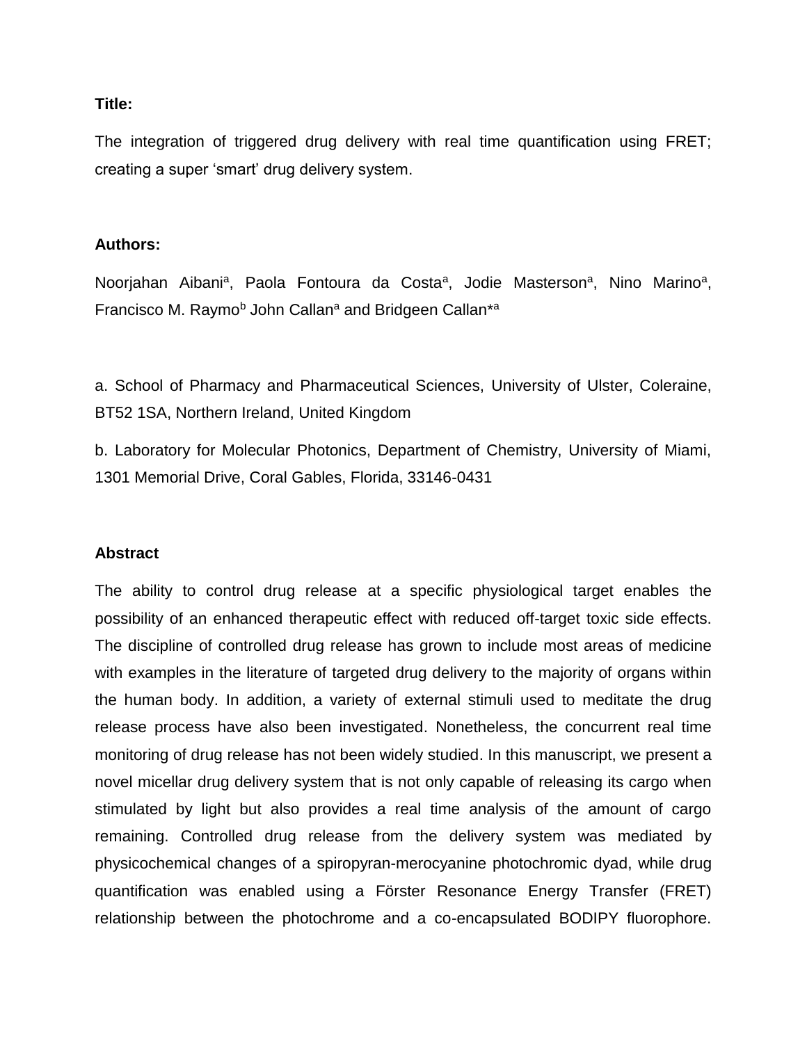**Title:**

The integration of triggered drug delivery with real time quantification using FRET; creating a super 'smart' drug delivery system.

**Authors:**

Noorjahan Aibani[a], Paola Fontoura da Costa[a], Jodie Masterson[a], Nino Marino[a], Francisco M. Raymo[b] John Callan[a] and Bridgeen Callan*[a]

a. School of Pharmacy and Pharmaceutical Sciences, University of Ulster, Coleraine, BT52 1SA, Northern Ireland, United Kingdom

b. Laboratory for Molecular Photonics, Department of Chemistry, University of Miami, 1301 Memorial Drive, Coral Gables, Florida, 33146-0431

**Abstract**

The ability to control drug release at a specific physiological target enables the possibility of an enhanced therapeutic effect with reduced off-target toxic side effects. The discipline of controlled drug release has grown to include most areas of medicine with examples in the literature of targeted drug delivery to the majority of organs within the human body. In addition, a variety of external stimuli used to meditate the drug release process have also been investigated. Nonetheless, the concurrent real time monitoring of drug release has not been widely studied. In this manuscript, we present a novel micellar drug delivery system that is not only capable of releasing its cargo when stimulated by light but also provides a real time analysis of the amount of cargo remaining. Controlled drug release from the delivery system was mediated by physicochemical changes of a spiropyran-merocyanine photochromic dyad, while drug quantification was enabled using a Förster Resonance Energy Transfer (FRET) relationship between the photochrome and a co-encapsulated BODIPY fluorophore.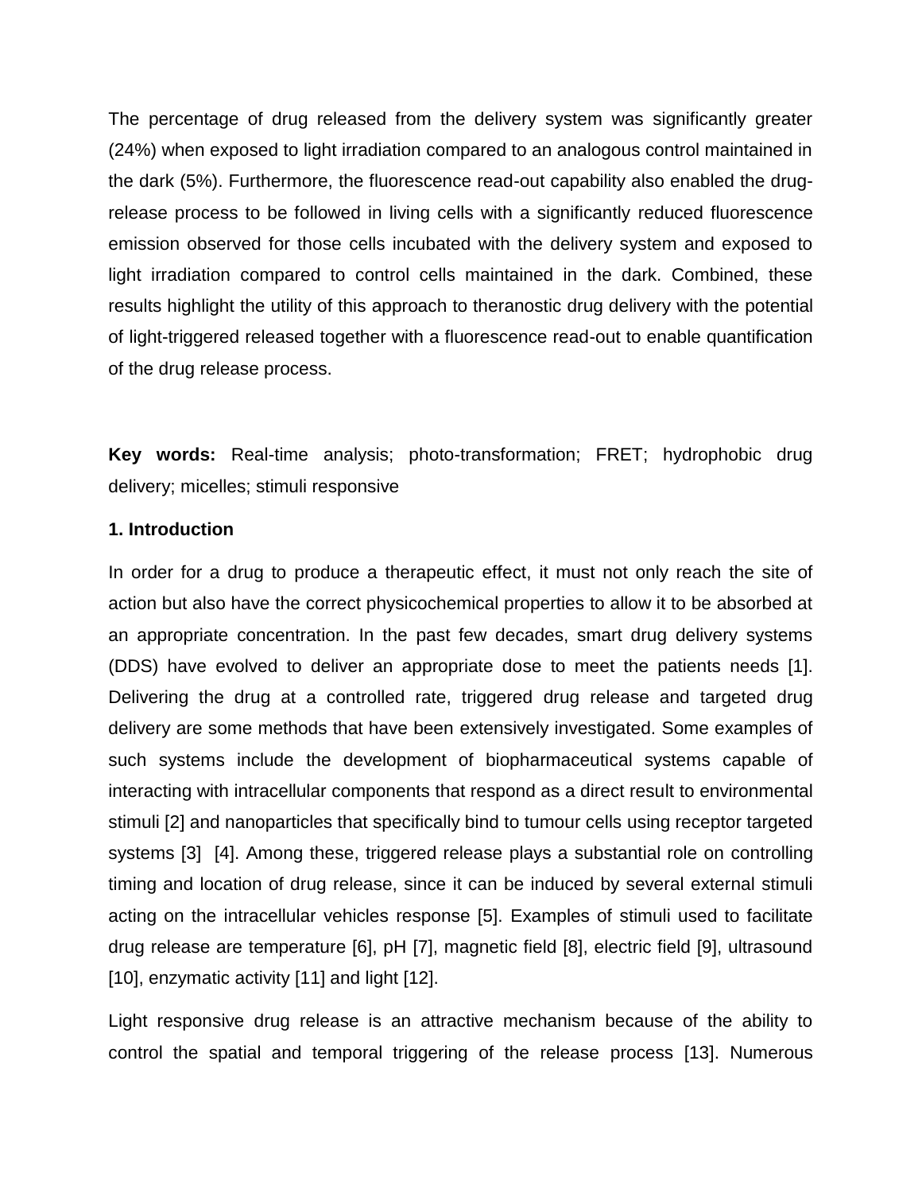The percentage of drug released from the delivery system was significantly greater (24%) when exposed to light irradiation compared to an analogous control maintained in the dark (5%). Furthermore, the fluorescence read-out capability also enabled the drug-release process to be followed in living cells with a significantly reduced fluorescence emission observed for those cells incubated with the delivery system and exposed to light irradiation compared to control cells maintained in the dark. Combined, these results highlight the utility of this approach to theranostic drug delivery with the potential of light-triggered released together with a fluorescence read-out to enable quantification of the drug release process.

**Key words:** Real-time analysis; photo-transformation; FRET; hydrophobic drug delivery; micelles; stimuli responsive

## 1. Introduction

In order for a drug to produce a therapeutic effect, it must not only reach the site of action but also have the correct physicochemical properties to allow it to be absorbed at an appropriate concentration. In the past few decades, smart drug delivery systems (DDS) have evolved to deliver an appropriate dose to meet the patients needs [1]. Delivering the drug at a controlled rate, triggered drug release and targeted drug delivery are some methods that have been extensively investigated. Some examples of such systems include the development of biopharmaceutical systems capable of interacting with intracellular components that respond as a direct result to environmental stimuli [2] and nanoparticles that specifically bind to tumour cells using receptor targeted systems [3] [4]. Among these, triggered release plays a substantial role on controlling timing and location of drug release, since it can be induced by several external stimuli acting on the intracellular vehicles response [5]. Examples of stimuli used to facilitate drug release are temperature [6], pH [7], magnetic field [8], electric field [9], ultrasound [10], enzymatic activity [11] and light [12].

Light responsive drug release is an attractive mechanism because of the ability to control the spatial and temporal triggering of the release process [13]. Numerous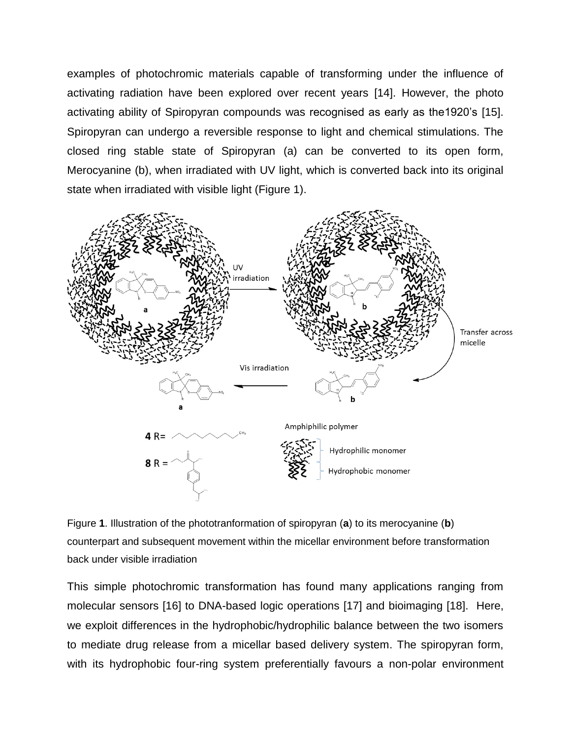examples of photochromic materials capable of transforming under the influence of activating radiation have been explored over recent years [14]. However, the photo activating ability of Spiropyran compounds was recognised as early as the1920's [15]. Spiropyran can undergo a reversible response to light and chemical stimulations. The closed ring stable state of Spiropyran (a) can be converted to its open form, Merocyanine (b), when irradiated with UV light, which is converted back into its original state when irradiated with visible light (Figure 1).

UV irradiation

Transfer across micelle

Vis irradiation

a

b

**4** R=

**8** R =

Amphiphilic polymer

Hydrophilic monomer

Hydrophobic monomer

Figure **1**. Illustration of the phototranformation of spiropyran (**a**) to its merocyanine (**b**) counterpart and subsequent movement within the micellar environment before transformation back under visible irradiation

This simple photochromic transformation has found many applications ranging from molecular sensors [16] to DNA-based logic operations [17] and bioimaging [18]. Here, we exploit differences in the hydrophobic/hydrophilic balance between the two isomers to mediate drug release from a micellar based delivery system. The spiropyran form, with its hydrophobic four-ring system preferentially favours a non-polar environment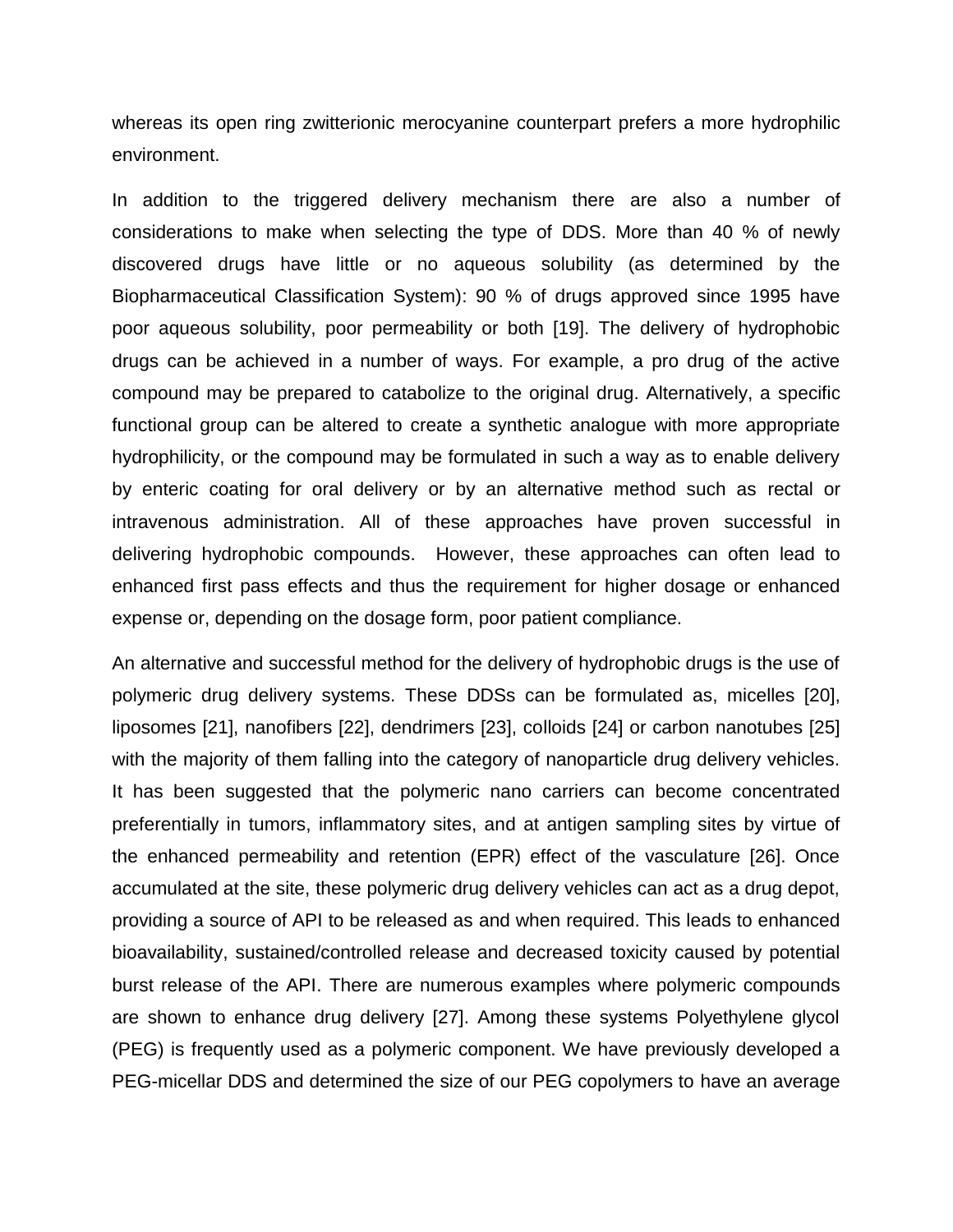whereas its open ring zwitterionic merocyanine counterpart prefers a more hydrophilic environment.

In addition to the triggered delivery mechanism there are also a number of considerations to make when selecting the type of DDS. More than 40 % of newly discovered drugs have little or no aqueous solubility (as determined by the Biopharmaceutical Classification System): 90 % of drugs approved since 1995 have poor aqueous solubility, poor permeability or both [19]. The delivery of hydrophobic drugs can be achieved in a number of ways. For example, a pro drug of the active compound may be prepared to catabolize to the original drug. Alternatively, a specific functional group can be altered to create a synthetic analogue with more appropriate hydrophilicity, or the compound may be formulated in such a way as to enable delivery by enteric coating for oral delivery or by an alternative method such as rectal or intravenous administration. All of these approaches have proven successful in delivering hydrophobic compounds. However, these approaches can often lead to enhanced first pass effects and thus the requirement for higher dosage or enhanced expense or, depending on the dosage form, poor patient compliance.

An alternative and successful method for the delivery of hydrophobic drugs is the use of polymeric drug delivery systems. These DDSs can be formulated as, micelles [20], liposomes [21], nanofibers [22], dendrimers [23], colloids [24] or carbon nanotubes [25] with the majority of them falling into the category of nanoparticle drug delivery vehicles. It has been suggested that the polymeric nano carriers can become concentrated preferentially in tumors, inflammatory sites, and at antigen sampling sites by virtue of the enhanced permeability and retention (EPR) effect of the vasculature [26]. Once accumulated at the site, these polymeric drug delivery vehicles can act as a drug depot, providing a source of API to be released as and when required. This leads to enhanced bioavailability, sustained/controlled release and decreased toxicity caused by potential burst release of the API. There are numerous examples where polymeric compounds are shown to enhance drug delivery [27]. Among these systems Polyethylene glycol (PEG) is frequently used as a polymeric component. We have previously developed a PEG-micellar DDS and determined the size of our PEG copolymers to have an average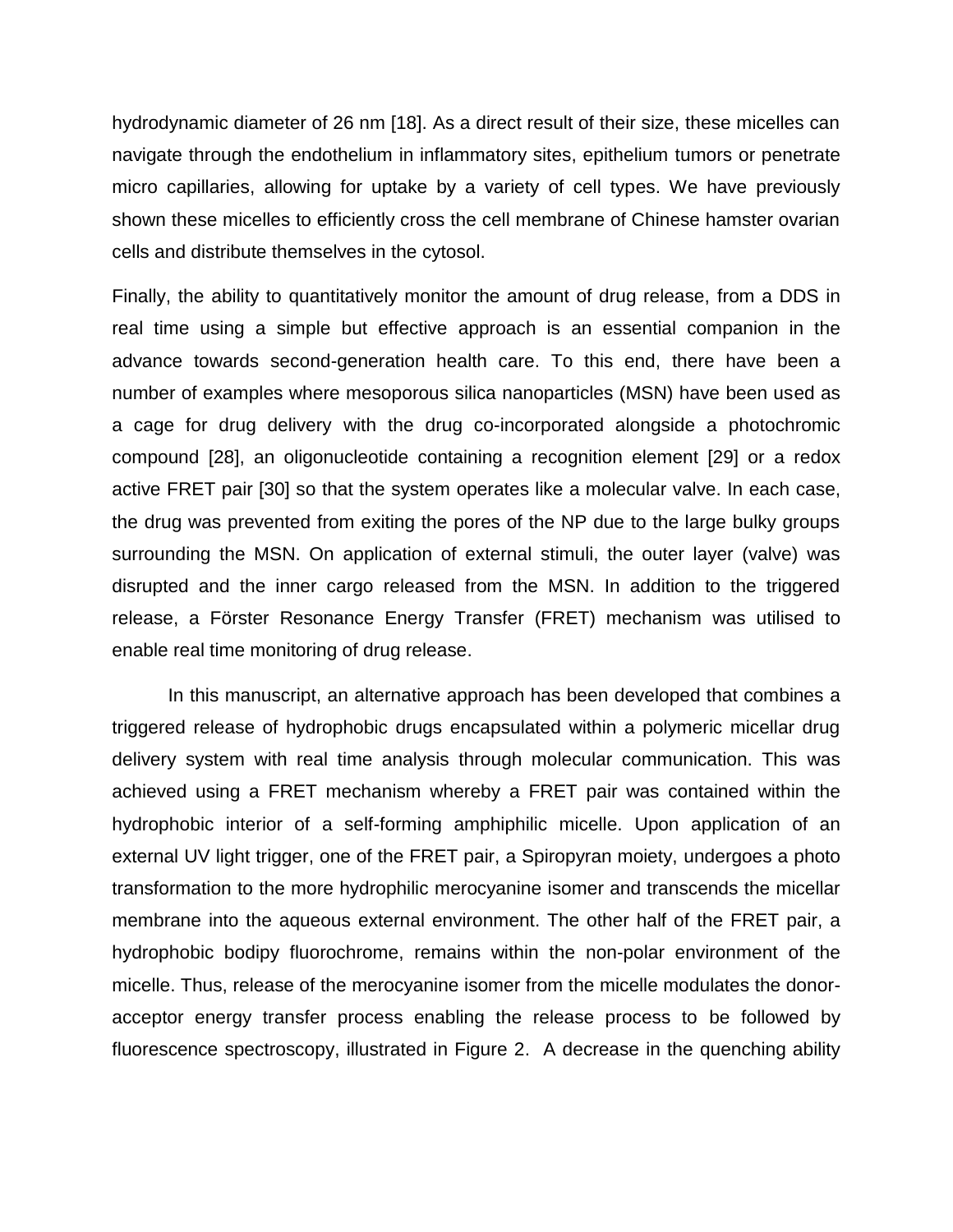hydrodynamic diameter of 26 nm [18]. As a direct result of their size, these micelles can navigate through the endothelium in inflammatory sites, epithelium tumors or penetrate micro capillaries, allowing for uptake by a variety of cell types. We have previously shown these micelles to efficiently cross the cell membrane of Chinese hamster ovarian cells and distribute themselves in the cytosol.

Finally, the ability to quantitatively monitor the amount of drug release, from a DDS in real time using a simple but effective approach is an essential companion in the advance towards second-generation health care. To this end, there have been a number of examples where mesoporous silica nanoparticles (MSN) have been used as a cage for drug delivery with the drug co-incorporated alongside a photochromic compound [28], an oligonucleotide containing a recognition element [29] or a redox active FRET pair [30] so that the system operates like a molecular valve. In each case, the drug was prevented from exiting the pores of the NP due to the large bulky groups surrounding the MSN. On application of external stimuli, the outer layer (valve) was disrupted and the inner cargo released from the MSN. In addition to the triggered release, a Förster Resonance Energy Transfer (FRET) mechanism was utilised to enable real time monitoring of drug release.

In this manuscript, an alternative approach has been developed that combines a triggered release of hydrophobic drugs encapsulated within a polymeric micellar drug delivery system with real time analysis through molecular communication. This was achieved using a FRET mechanism whereby a FRET pair was contained within the hydrophobic interior of a self-forming amphiphilic micelle. Upon application of an external UV light trigger, one of the FRET pair, a Spiropyran moiety, undergoes a photo transformation to the more hydrophilic merocyanine isomer and transcends the micellar membrane into the aqueous external environment. The other half of the FRET pair, a hydrophobic bodipy fluorochrome, remains within the non-polar environment of the micelle. Thus, release of the merocyanine isomer from the micelle modulates the donor-acceptor energy transfer process enabling the release process to be followed by fluorescence spectroscopy, illustrated in Figure 2. A decrease in the quenching ability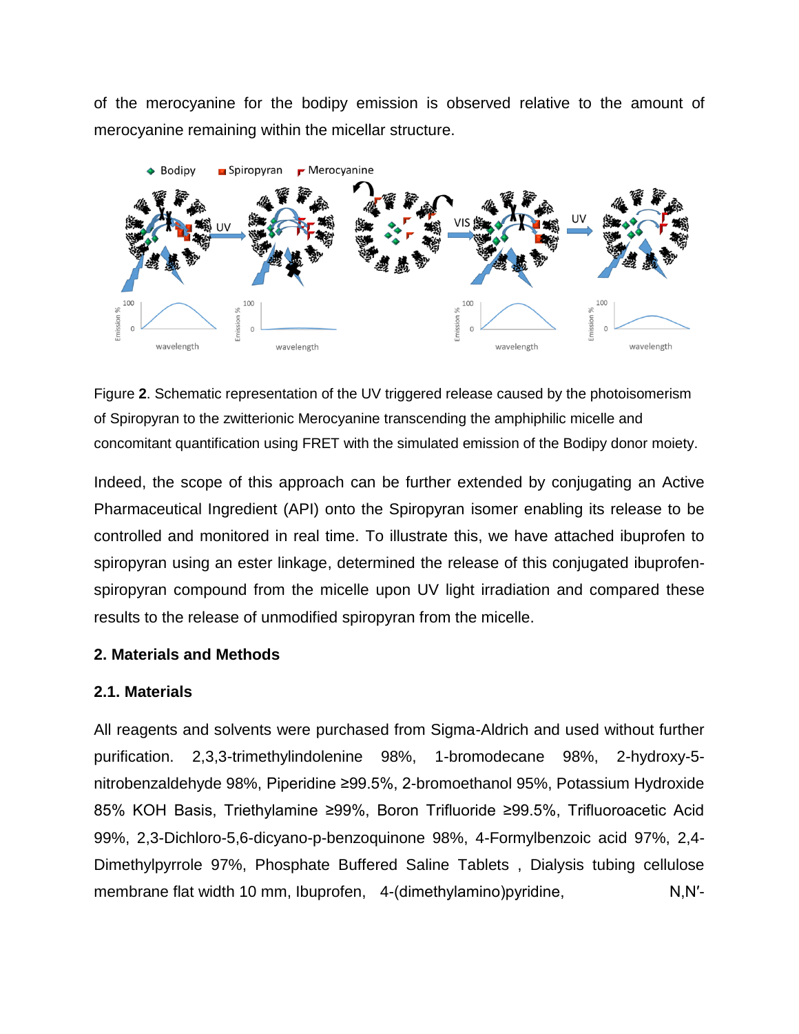of the merocyanine for the bodipy emission is observed relative to the amount of merocyanine remaining within the micellar structure.

Bodipy
Spiropyran
Merocyanine
UV
VIS
UV
100
0
Emission %
wavelength
100
0
Emission %
wavelength
100
0
Emission %
wavelength
100
0
Emission %
wavelength

Figure **2**. Schematic representation of the UV triggered release caused by the photoisomerism of Spiropyran to the zwitterionic Merocyanine transcending the amphiphilic micelle and concomitant quantification using FRET with the simulated emission of the Bodipy donor moiety.

Indeed, the scope of this approach can be further extended by conjugating an Active Pharmaceutical Ingredient (API) onto the Spiropyran isomer enabling its release to be controlled and monitored in real time. To illustrate this, we have attached ibuprofen to spiropyran using an ester linkage, determined the release of this conjugated ibuprofen-spiropyran compound from the micelle upon UV light irradiation and compared these results to the release of unmodified spiropyran from the micelle.

## 2. Materials and Methods

### 2.1. Materials

All reagents and solvents were purchased from Sigma-Aldrich and used without further purification. 2,3,3-trimethylindolenine 98%, 1-bromodecane 98%, 2-hydroxy-5-nitrobenzaldehyde 98%, Piperidine ≥99.5%, 2-bromoethanol 95%, Potassium Hydroxide 85% KOH Basis, Triethylamine ≥99%, Boron Trifluoride ≥99.5%, Trifluoroacetic Acid 99%, 2,3-Dichloro-5,6-dicyano-p-benzoquinone 98%, 4-Formylbenzoic acid 97%, 2,4-Dimethylpyrrole 97%, Phosphate Buffered Saline Tablets , Dialysis tubing cellulose membrane flat width 10 mm, Ibuprofen, 4-(dimethylamino)pyridine, N,N′-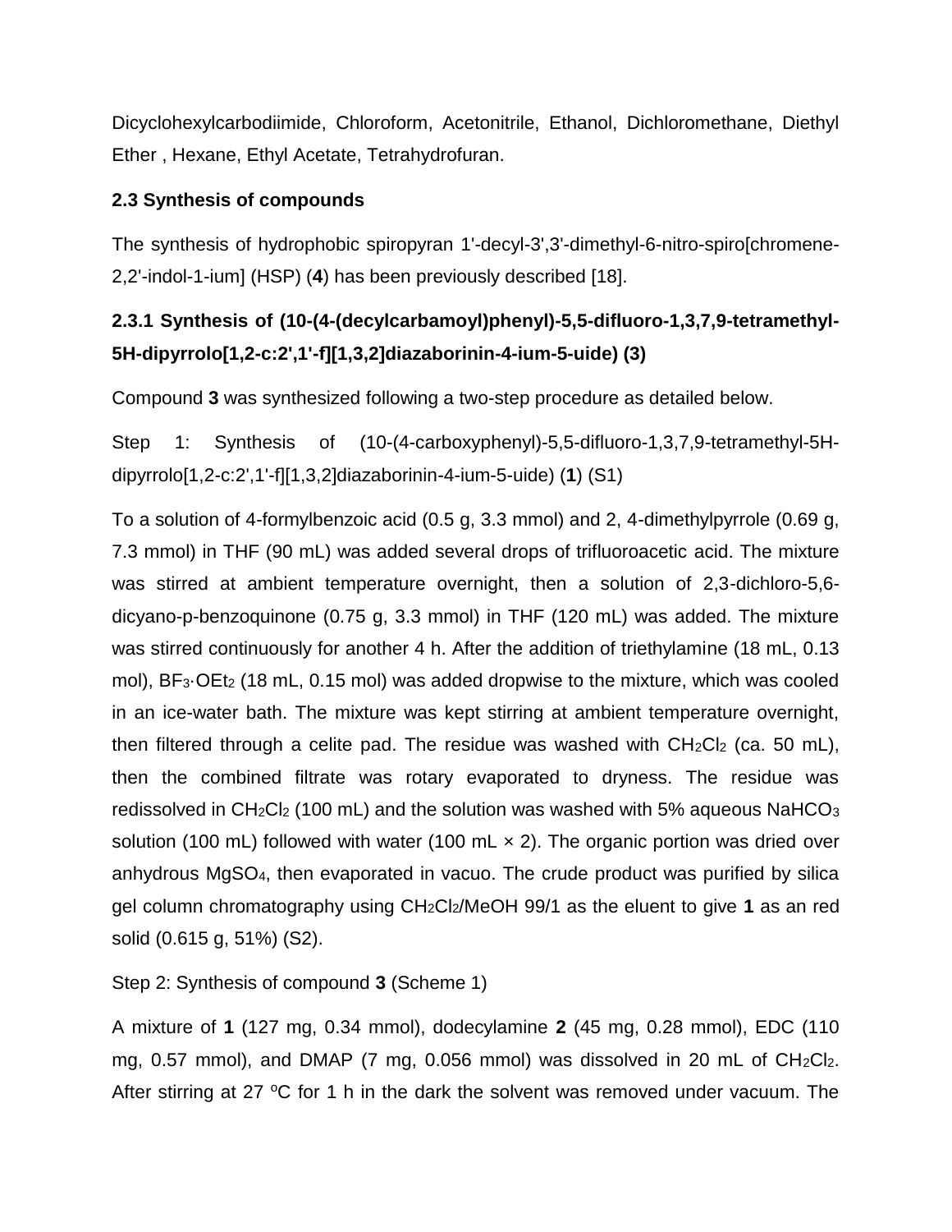Dicyclohexylcarbodiimide, Chloroform, Acetonitrile, Ethanol, Dichloromethane, Diethyl Ether , Hexane, Ethyl Acetate, Tetrahydrofuran.

### 2.3 Synthesis of compounds

The synthesis of hydrophobic spiropyran 1'-decyl-3',3'-dimethyl-6-nitro-spiro[chromene-2,2'-indol-1-ium] (HSP) (**4**) has been previously described [18].

#### 2.3.1 Synthesis of (10-(4-(decylcarbamoyl)phenyl)-5,5-difluoro-1,3,7,9-tetramethyl-5H-dipyrrolo[1,2-c:2',1'-f][1,3,2]diazaborinin-4-ium-5-uide) (3)

Compound **3** was synthesized following a two-step procedure as detailed below.

Step 1: Synthesis of (10-(4-carboxyphenyl)-5,5-difluoro-1,3,7,9-tetramethyl-5H-dipyrrolo[1,2-c:2',1'-f][1,3,2]diazaborinin-4-ium-5-uide) (**1**) (S1)

To a solution of 4-formylbenzoic acid (0.5 g, 3.3 mmol) and 2, 4-dimethylpyrrole (0.69 g, 7.3 mmol) in THF (90 mL) was added several drops of trifluoroacetic acid. The mixture was stirred at ambient temperature overnight, then a solution of 2,3-dichloro-5,6-dicyano-p-benzoquinone (0.75 g, 3.3 mmol) in THF (120 mL) was added. The mixture was stirred continuously for another 4 h. After the addition of triethylamine (18 mL, 0.13 mol), $BF_3 \cdot OEt_2$ (18 mL, 0.15 mol) was added dropwise to the mixture, which was cooled in an ice-water bath. The mixture was kept stirring at ambient temperature overnight, then filtered through a celite pad. The residue was washed with $CH_2Cl_2$ (ca. 50 mL), then the combined filtrate was rotary evaporated to dryness. The residue was redissolved in $CH_2Cl_2$ (100 mL) and the solution was washed with 5% aqueous $NaHCO_3$ solution (100 mL) followed with water (100 mL × 2). The organic portion was dried over anhydrous $MgSO_4$, then evaporated in vacuo. The crude product was purified by silica gel column chromatography using $CH_2Cl_2$/MeOH 99/1 as the eluent to give **1** as an red solid (0.615 g, 51%) (S2).

Step 2: Synthesis of compound **3** (Scheme 1)

A mixture of **1** (127 mg, 0.34 mmol), dodecylamine **2** (45 mg, 0.28 mmol), EDC (110 mg, 0.57 mmol), and DMAP (7 mg, 0.056 mmol) was dissolved in 20 mL of $CH_2Cl_2$. After stirring at 27 ºC for 1 h in the dark the solvent was removed under vacuum. The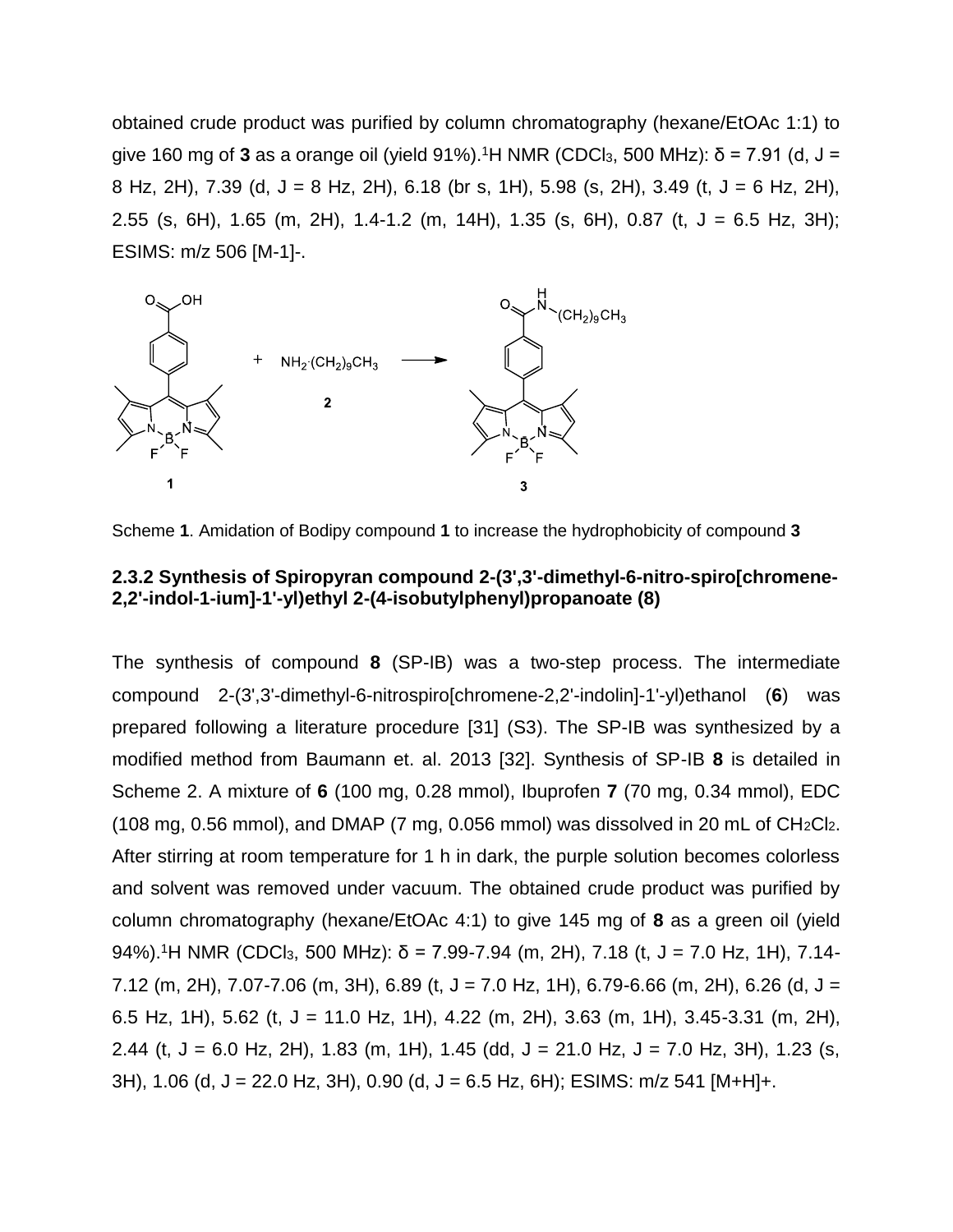obtained crude product was purified by column chromatography (hexane/EtOAc 1:1) to give 160 mg of **3** as a orange oil (yield 91%).[1]H NMR ($CDCl_3$, 500 MHz): δ = 7.91 (d, J = 8 Hz, 2H), 7.39 (d, J = 8 Hz, 2H), 6.18 (br s, 1H), 5.98 (s, 2H), 3.49 (t, J = 6 Hz, 2H), 2.55 (s, 6H), 1.65 (m, 2H), 1.4-1.2 (m, 14H), 1.35 (s, 6H), 0.87 (t, J = 6.5 Hz, 3H); ESIMS: m/z 506 [M-1]-.

+ $NH_2$-$(CH_2)_9CH_3$

1

2

3

Scheme **1**. Amidation of Bodipy compound **1** to increase the hydrophobicity of compound **3**

**2.3.2 Synthesis of Spiropyran compound 2-(3',3'-dimethyl-6-nitro-spiro[chromene-2,2'-indol-1-ium]-1'-yl)ethyl 2-(4-isobutylphenyl)propanoate (8)**

The synthesis of compound **8** (SP-IB) was a two-step process. The intermediate compound 2-(3',3'-dimethyl-6-nitrospiro[chromene-2,2'-indolin]-1'-yl)ethanol (**6**) was prepared following a literature procedure [31] (S3). The SP-IB was synthesized by a modified method from Baumann et. al. 2013 [32]. Synthesis of SP-IB **8** is detailed in Scheme 2. A mixture of **6** (100 mg, 0.28 mmol), Ibuprofen **7** (70 mg, 0.34 mmol), EDC (108 mg, 0.56 mmol), and DMAP (7 mg, 0.056 mmol) was dissolved in 20 mL of $CH_2Cl_2$. After stirring at room temperature for 1 h in dark, the purple solution becomes colorless and solvent was removed under vacuum. The obtained crude product was purified by column chromatography (hexane/EtOAc 4:1) to give 145 mg of **8** as a green oil (yield 94%).[1]H NMR ($CDCl_3$, 500 MHz): δ = 7.99-7.94 (m, 2H), 7.18 (t, J = 7.0 Hz, 1H), 7.14-7.12 (m, 2H), 7.07-7.06 (m, 3H), 6.89 (t, J = 7.0 Hz, 1H), 6.79-6.66 (m, 2H), 6.26 (d, J = 6.5 Hz, 1H), 5.62 (t, J = 11.0 Hz, 1H), 4.22 (m, 2H), 3.63 (m, 1H), 3.45-3.31 (m, 2H), 2.44 (t, J = 6.0 Hz, 2H), 1.83 (m, 1H), 1.45 (dd, J = 21.0 Hz, J = 7.0 Hz, 3H), 1.23 (s, 3H), 1.06 (d, J = 22.0 Hz, 3H), 0.90 (d, J = 6.5 Hz, 6H); ESIMS: m/z 541 [M+H]+.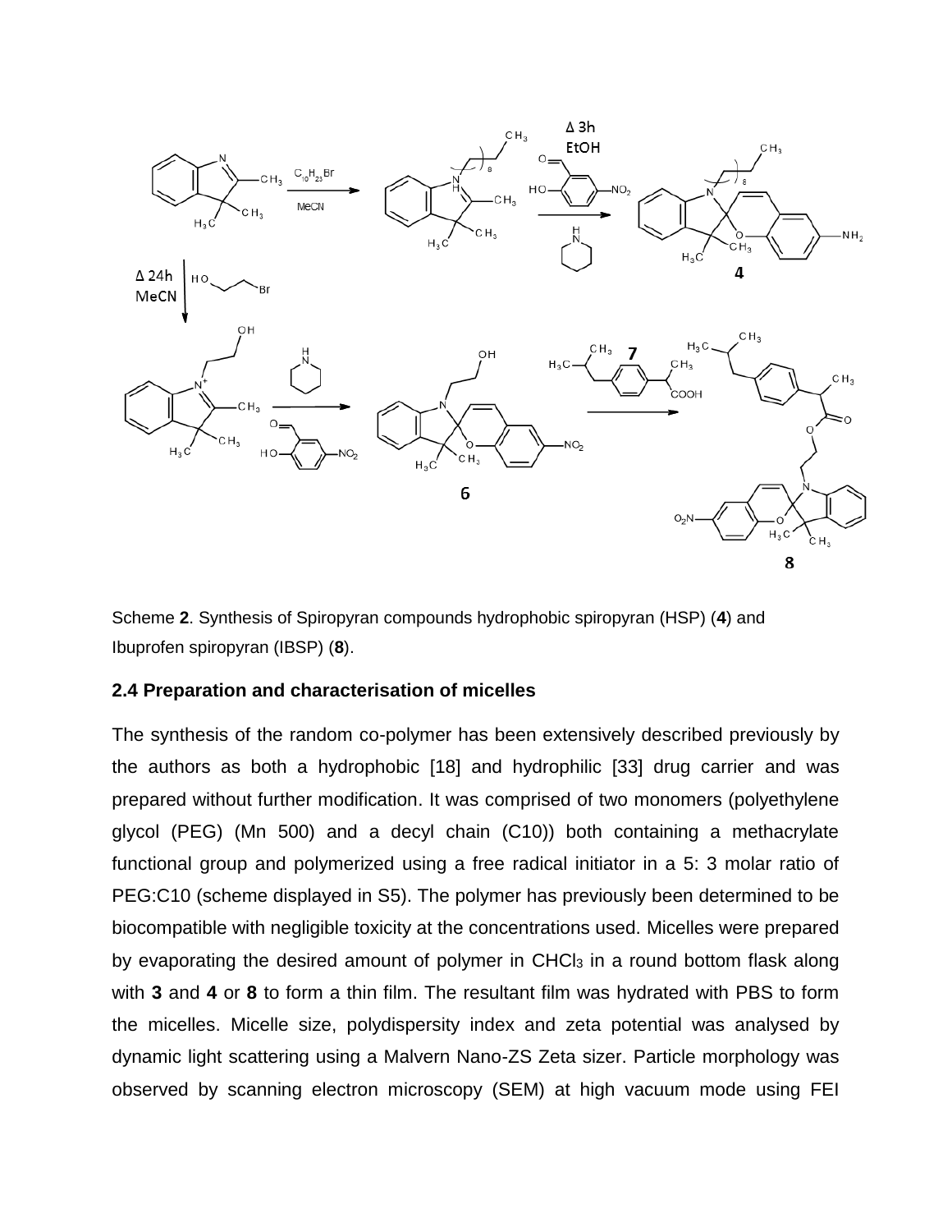Scheme **2**. Synthesis of Spiropyran compounds hydrophobic spiropyran (HSP) (**4**) and Ibuprofen spiropyran (IBSP) (**8**).

## 2.4 Preparation and characterisation of micelles

The synthesis of the random co-polymer has been extensively described previously by the authors as both a hydrophobic [18] and hydrophilic [33] drug carrier and was prepared without further modification. It was comprised of two monomers (polyethylene glycol (PEG) (Mn 500) and a decyl chain (C10)) both containing a methacrylate functional group and polymerized using a free radical initiator in a 5: 3 molar ratio of PEG:C10 (scheme displayed in S5). The polymer has previously been determined to be biocompatible with negligible toxicity at the concentrations used. Micelles were prepared by evaporating the desired amount of polymer in $CHCl_3$ in a round bottom flask along with **3** and **4** or **8** to form a thin film. The resultant film was hydrated with PBS to form the micelles. Micelle size, polydispersity index and zeta potential was analysed by dynamic light scattering using a Malvern Nano-ZS Zeta sizer. Particle morphology was observed by scanning electron microscopy (SEM) at high vacuum mode using FEI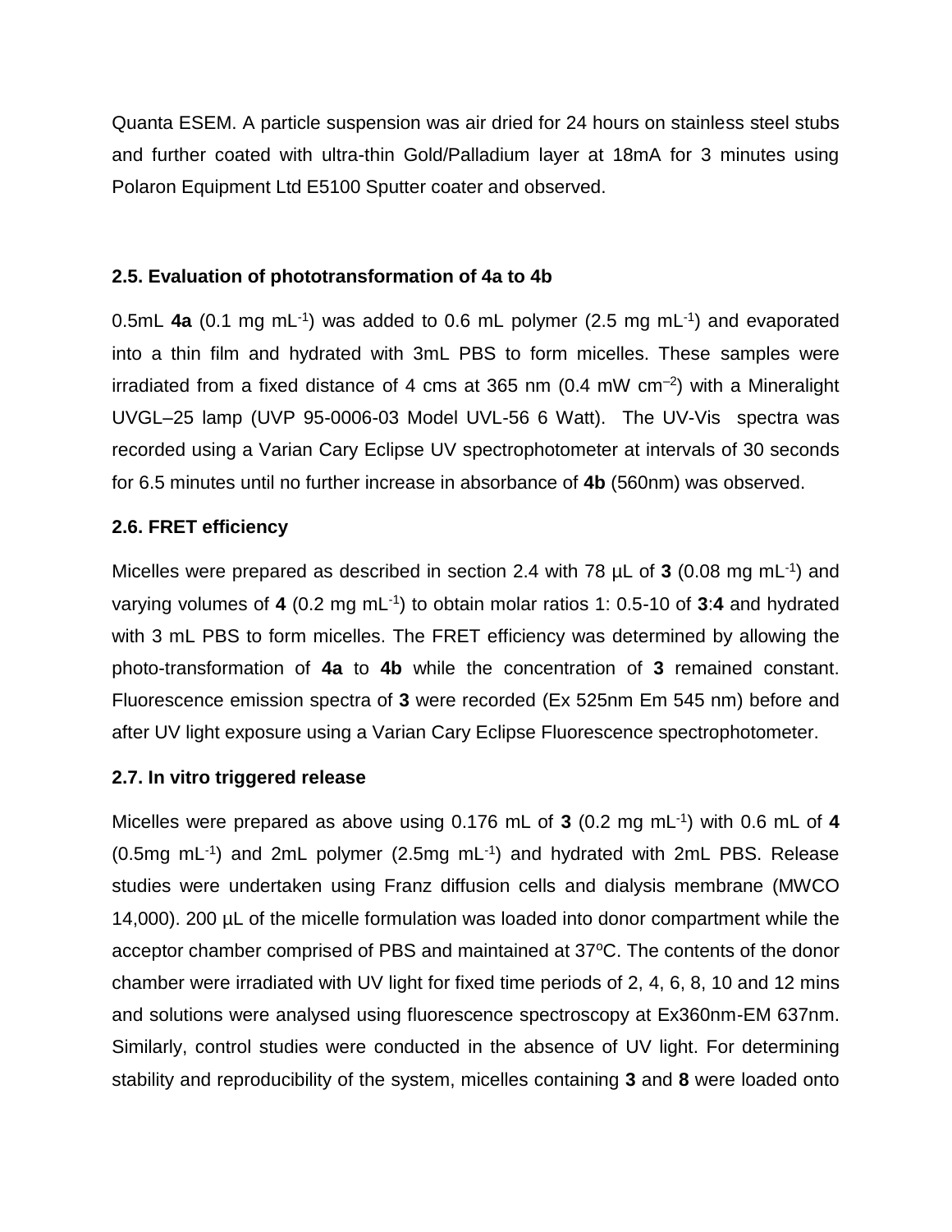Quanta ESEM. A particle suspension was air dried for 24 hours on stainless steel stubs and further coated with ultra-thin Gold/Palladium layer at 18mA for 3 minutes using Polaron Equipment Ltd E5100 Sputter coater and observed.

### 2.5. Evaluation of phototransformation of 4a to 4b

0.5mL **4a** (0.1 mg $mL^{-1}$) was added to 0.6 mL polymer (2.5 mg $mL^{-1}$) and evaporated into a thin film and hydrated with 3mL PBS to form micelles. These samples were irradiated from a fixed distance of 4 cms at 365 nm (0.4 mW $cm^{-2}$) with a Mineralight UVGL–25 lamp (UVP 95-0006-03 Model UVL-56 6 Watt). The UV-Vis spectra was recorded using a Varian Cary Eclipse UV spectrophotometer at intervals of 30 seconds for 6.5 minutes until no further increase in absorbance of **4b** (560nm) was observed.

### 2.6. FRET efficiency

Micelles were prepared as described in section 2.4 with 78 µL of **3** (0.08 mg $mL^{-1}$) and varying volumes of **4** (0.2 mg $mL^{-1}$) to obtain molar ratios 1: 0.5-10 of **3**:**4** and hydrated with 3 mL PBS to form micelles. The FRET efficiency was determined by allowing the photo-transformation of **4a** to **4b** while the concentration of **3** remained constant. Fluorescence emission spectra of **3** were recorded (Ex 525nm Em 545 nm) before and after UV light exposure using a Varian Cary Eclipse Fluorescence spectrophotometer.

### 2.7. In vitro triggered release

Micelles were prepared as above using 0.176 mL of **3** (0.2 mg $mL^{-1}$) with 0.6 mL of **4** (0.5mg $mL^{-1}$) and 2mL polymer (2.5mg $mL^{-1}$) and hydrated with 2mL PBS. Release studies were undertaken using Franz diffusion cells and dialysis membrane (MWCO 14,000). 200 µL of the micelle formulation was loaded into donor compartment while the acceptor chamber comprised of PBS and maintained at 37$^{o}$C. The contents of the donor chamber were irradiated with UV light for fixed time periods of 2, 4, 6, 8, 10 and 12 mins and solutions were analysed using fluorescence spectroscopy at Ex360nm-EM 637nm. Similarly, control studies were conducted in the absence of UV light. For determining stability and reproducibility of the system, micelles containing **3** and **8** were loaded onto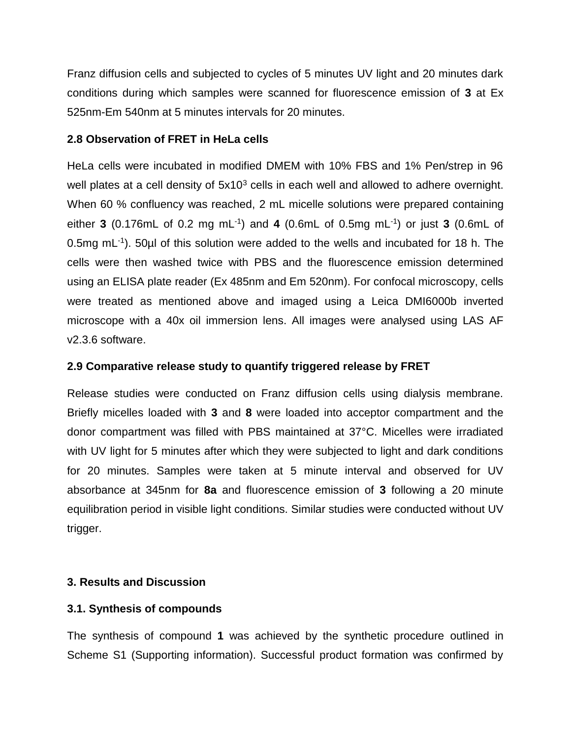Franz diffusion cells and subjected to cycles of 5 minutes UV light and 20 minutes dark conditions during which samples were scanned for fluorescence emission of **3** at Ex 525nm-Em 540nm at 5 minutes intervals for 20 minutes.

### 2.8 Observation of FRET in HeLa cells

HeLa cells were incubated in modified DMEM with 10% FBS and 1% Pen/strep in 96 well plates at a cell density of $5x10^3$ cells in each well and allowed to adhere overnight. When 60 % confluency was reached, 2 mL micelle solutions were prepared containing either **3** (0.176mL of 0.2 mg $mL^{-1}$) and **4** (0.6mL of 0.5mg $mL^{-1}$) or just **3** (0.6mL of 0.5mg $mL^{-1}$). 50µl of this solution were added to the wells and incubated for 18 h. The cells were then washed twice with PBS and the fluorescence emission determined using an ELISA plate reader (Ex 485nm and Em 520nm). For confocal microscopy, cells were treated as mentioned above and imaged using a Leica DMI6000b inverted microscope with a 40x oil immersion lens. All images were analysed using LAS AF v2.3.6 software.

### 2.9 Comparative release study to quantify triggered release by FRET

Release studies were conducted on Franz diffusion cells using dialysis membrane. Briefly micelles loaded with **3** and **8** were loaded into acceptor compartment and the donor compartment was filled with PBS maintained at 37°C. Micelles were irradiated with UV light for 5 minutes after which they were subjected to light and dark conditions for 20 minutes. Samples were taken at 5 minute interval and observed for UV absorbance at 345nm for **8a** and fluorescence emission of **3** following a 20 minute equilibration period in visible light conditions. Similar studies were conducted without UV trigger.

## 3. Results and Discussion

### 3.1. Synthesis of compounds

The synthesis of compound **1** was achieved by the synthetic procedure outlined in Scheme S1 (Supporting information). Successful product formation was confirmed by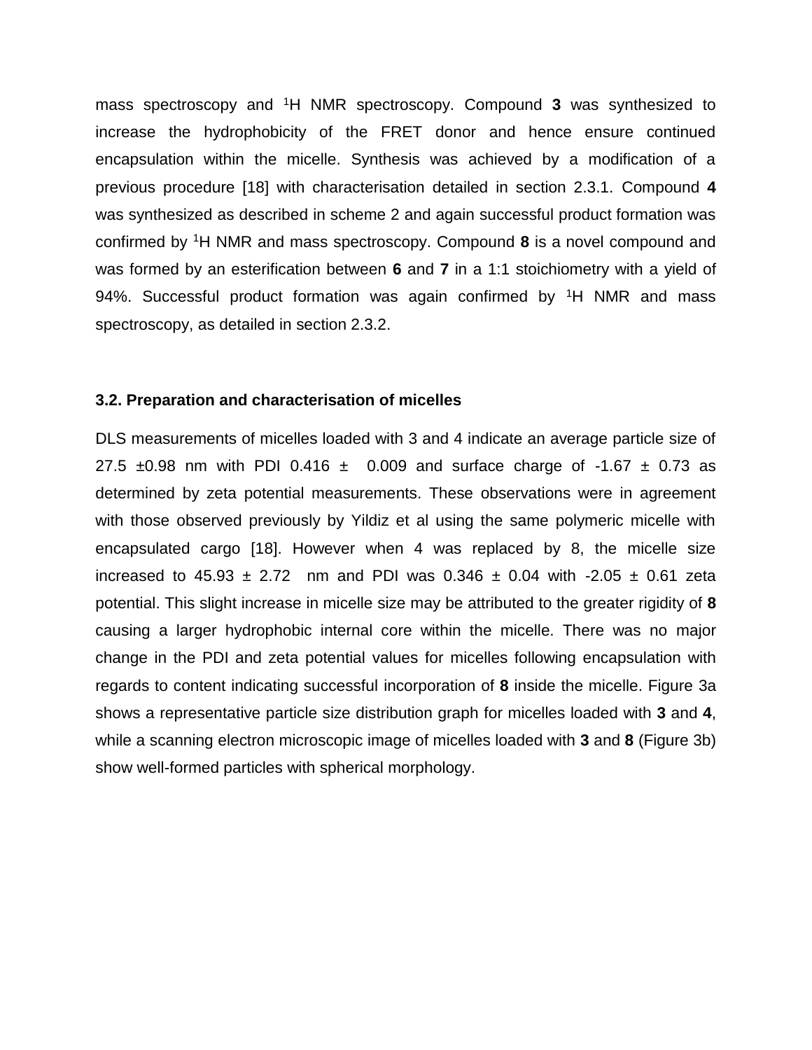mass spectroscopy and $^{1}H$ NMR spectroscopy. Compound **3** was synthesized to increase the hydrophobicity of the FRET donor and hence ensure continued encapsulation within the micelle. Synthesis was achieved by a modification of a previous procedure [18] with characterisation detailed in section 2.3.1. Compound **4** was synthesized as described in scheme 2 and again successful product formation was confirmed by $^{1}H$ NMR and mass spectroscopy. Compound **8** is a novel compound and was formed by an esterification between **6** and **7** in a 1:1 stoichiometry with a yield of 94%. Successful product formation was again confirmed by $^{1}H$ NMR and mass spectroscopy, as detailed in section 2.3.2.

### 3.2. Preparation and characterisation of micelles

DLS measurements of micelles loaded with 3 and 4 indicate an average particle size of 27.5 ±0.98 nm with PDI 0.416 ± 0.009 and surface charge of -1.67 ± 0.73 as determined by zeta potential measurements. These observations were in agreement with those observed previously by Yildiz et al using the same polymeric micelle with encapsulated cargo [18]. However when 4 was replaced by 8, the micelle size increased to 45.93 ± 2.72 nm and PDI was 0.346 ± 0.04 with -2.05 ± 0.61 zeta potential. This slight increase in micelle size may be attributed to the greater rigidity of **8** causing a larger hydrophobic internal core within the micelle. There was no major change in the PDI and zeta potential values for micelles following encapsulation with regards to content indicating successful incorporation of **8** inside the micelle. Figure 3a shows a representative particle size distribution graph for micelles loaded with **3** and **4**, while a scanning electron microscopic image of micelles loaded with **3** and **8** (Figure 3b) show well-formed particles with spherical morphology.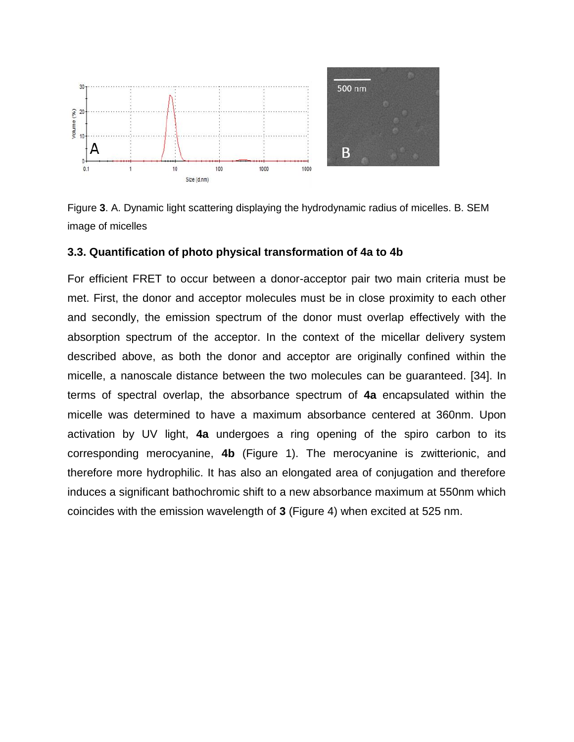30
20
10
0
Volume (%)
A
0.1
1
10
100
1000
1000
Size (d.nm)

500 nm
B

Figure **3**. A. Dynamic light scattering displaying the hydrodynamic radius of micelles. B. SEM image of micelles

### 3.3. Quantification of photo physical transformation of 4a to 4b

For efficient FRET to occur between a donor-acceptor pair two main criteria must be met. First, the donor and acceptor molecules must be in close proximity to each other and secondly, the emission spectrum of the donor must overlap effectively with the absorption spectrum of the acceptor. In the context of the micellar delivery system described above, as both the donor and acceptor are originally confined within the micelle, a nanoscale distance between the two molecules can be guaranteed. [34]. In terms of spectral overlap, the absorbance spectrum of **4a** encapsulated within the micelle was determined to have a maximum absorbance centered at 360nm. Upon activation by UV light, **4a** undergoes a ring opening of the spiro carbon to its corresponding merocyanine, **4b** (Figure 1). The merocyanine is zwitterionic, and therefore more hydrophilic. It has also an elongated area of conjugation and therefore induces a significant bathochromic shift to a new absorbance maximum at 550nm which coincides with the emission wavelength of **3** (Figure 4) when excited at 525 nm.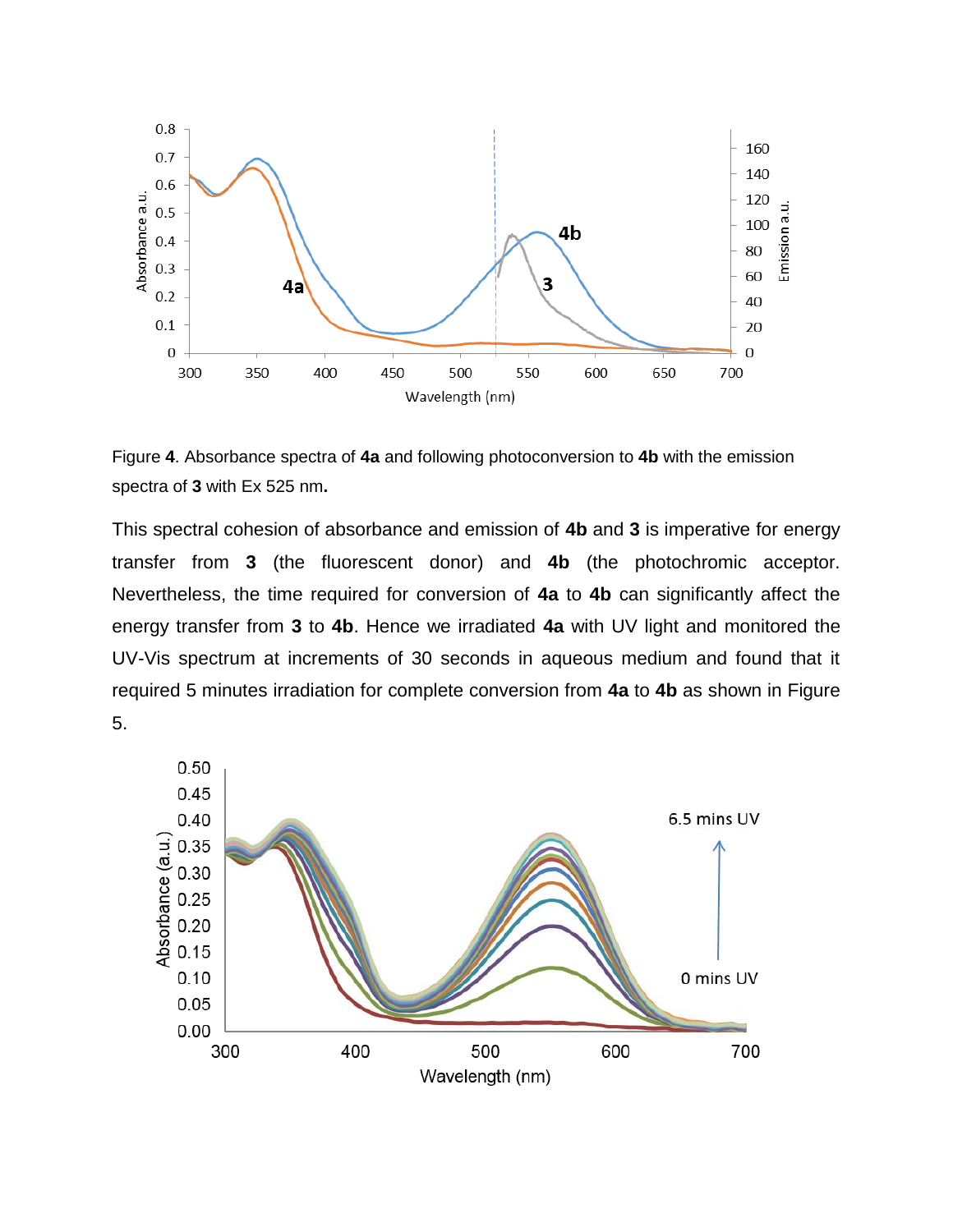0.8
0.7
0.6
0.5
0.4
0.3
0.2
0.1
0

Absorbance a.u.

160
140
120
100
80
60
40
20
0

Emission a.u.

4a

4b

3

300 350 400 450 500 550 600 650 700

Wavelength (nm)

Figure **4**. Absorbance spectra of **4a** and following photoconversion to **4b** with the emission spectra of **3** with Ex 525 nm**.**

This spectral cohesion of absorbance and emission of **4b** and **3** is imperative for energy transfer from **3** (the fluorescent donor) and **4b** (the photochromic acceptor. Nevertheless, the time required for conversion of **4a** to **4b** can significantly affect the energy transfer from **3** to **4b**. Hence we irradiated **4a** with UV light and monitored the UV-Vis spectrum at increments of 30 seconds in aqueous medium and found that it required 5 minutes irradiation for complete conversion from **4a** to **4b** as shown in Figure 5.

0.50
0.45
0.40
0.35
0.30
0.25
0.20
0.15
0.10
0.05
0.00

Absorbance (a.u.)

6.5 mins UV

0 mins UV

300 400 500 600 700

Wavelength (nm)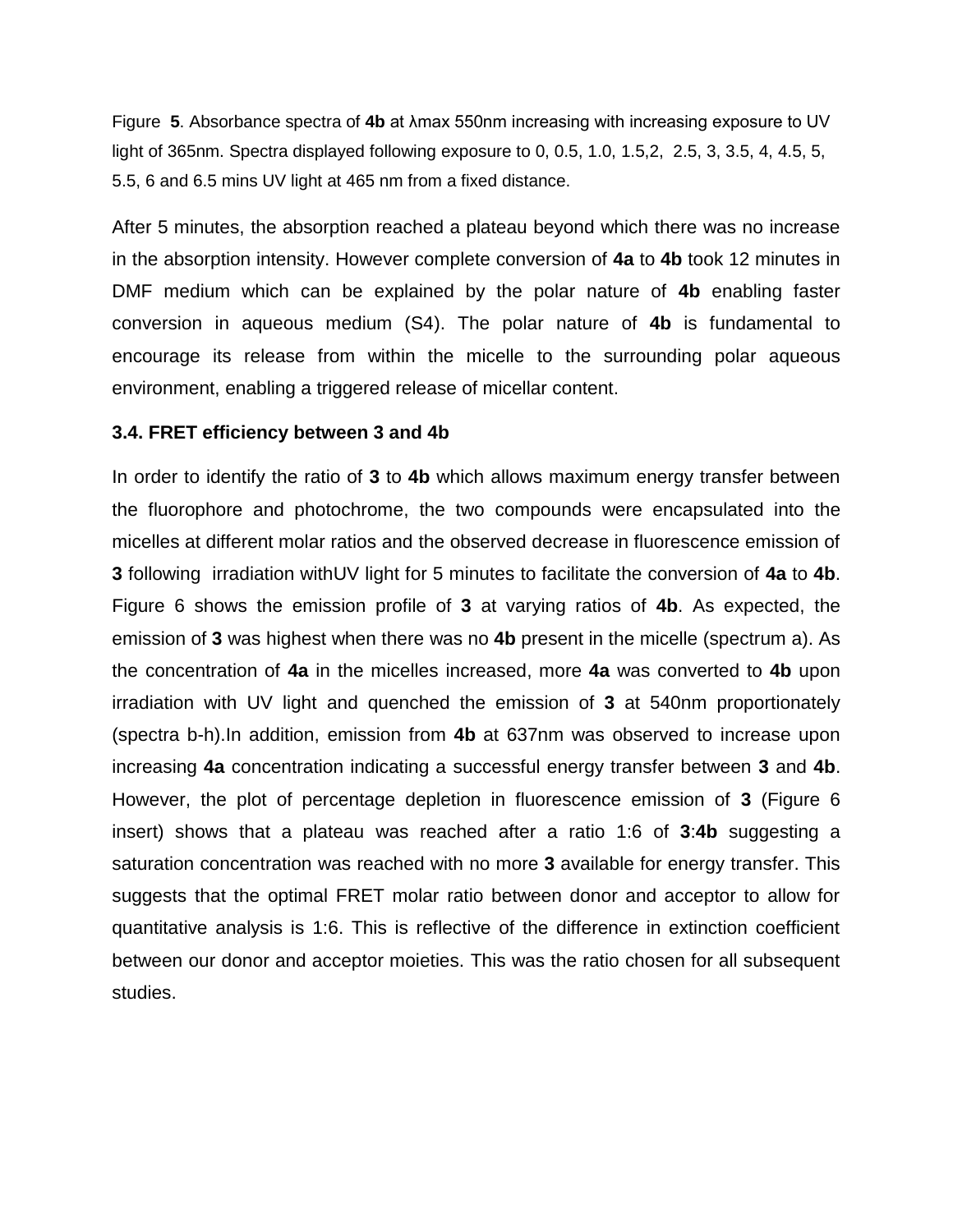Figure **5**. Absorbance spectra of **4b** at λmax 550nm increasing with increasing exposure to UV light of 365nm. Spectra displayed following exposure to 0, 0.5, 1.0, 1.5,2, 2.5, 3, 3.5, 4, 4.5, 5, 5.5, 6 and 6.5 mins UV light at 465 nm from a fixed distance.

After 5 minutes, the absorption reached a plateau beyond which there was no increase in the absorption intensity. However complete conversion of **4a** to **4b** took 12 minutes in DMF medium which can be explained by the polar nature of **4b** enabling faster conversion in aqueous medium (S4). The polar nature of **4b** is fundamental to encourage its release from within the micelle to the surrounding polar aqueous environment, enabling a triggered release of micellar content.

### 3.4. FRET efficiency between 3 and 4b

In order to identify the ratio of **3** to **4b** which allows maximum energy transfer between the fluorophore and photochrome, the two compounds were encapsulated into the micelles at different molar ratios and the observed decrease in fluorescence emission of **3** following irradiation withUV light for 5 minutes to facilitate the conversion of **4a** to **4b**. Figure 6 shows the emission profile of **3** at varying ratios of **4b**. As expected, the emission of **3** was highest when there was no **4b** present in the micelle (spectrum a). As the concentration of **4a** in the micelles increased, more **4a** was converted to **4b** upon irradiation with UV light and quenched the emission of **3** at 540nm proportionately (spectra b-h).In addition, emission from **4b** at 637nm was observed to increase upon increasing **4a** concentration indicating a successful energy transfer between **3** and **4b**. However, the plot of percentage depletion in fluorescence emission of **3** (Figure 6 insert) shows that a plateau was reached after a ratio 1:6 of **3**:**4b** suggesting a saturation concentration was reached with no more **3** available for energy transfer. This suggests that the optimal FRET molar ratio between donor and acceptor to allow for quantitative analysis is 1:6. This is reflective of the difference in extinction coefficient between our donor and acceptor moieties. This was the ratio chosen for all subsequent studies.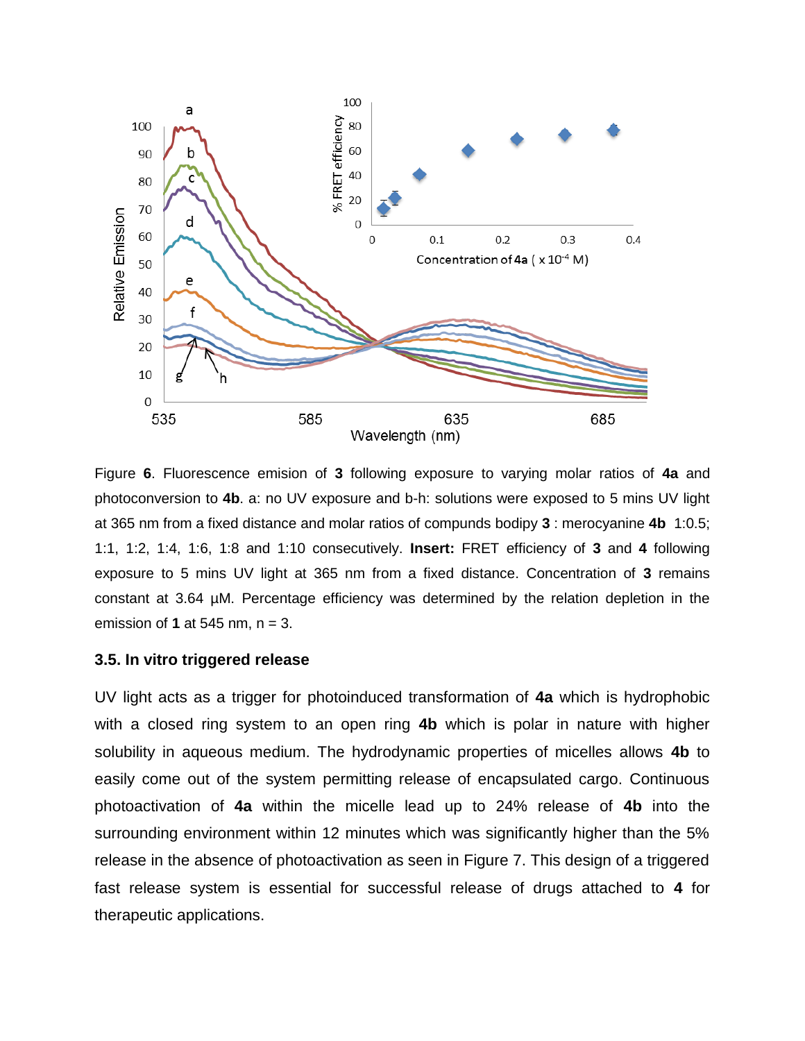Relative Emission

100
90
80
70
60
50
40
30
20
10
0

a
b
c
d
e
f
g
h

535
585
635
685

Wavelength (nm)

% FRET efficiency

100
80
60
40
20
0

0
0.1
0.2
0.3
0.4

Concentration of 4a ( x $10^{-4}$ M)

Figure **6**. Fluorescence emision of **3** following exposure to varying molar ratios of **4a** and photoconversion to **4b**. a: no UV exposure and b-h: solutions were exposed to 5 mins UV light at 365 nm from a fixed distance and molar ratios of compunds bodipy **3** : merocyanine **4b** 1:0.5; 1:1, 1:2, 1:4, 1:6, 1:8 and 1:10 consecutively. **Insert:** FRET efficiency of **3** and **4** following exposure to 5 mins UV light at 365 nm from a fixed distance. Concentration of **3** remains constant at 3.64 µM. Percentage efficiency was determined by the relation depletion in the emission of **1** at 545 nm, n = 3.

### 3.5. In vitro triggered release

UV light acts as a trigger for photoinduced transformation of **4a** which is hydrophobic with a closed ring system to an open ring **4b** which is polar in nature with higher solubility in aqueous medium. The hydrodynamic properties of micelles allows **4b** to easily come out of the system permitting release of encapsulated cargo. Continuous photoactivation of **4a** within the micelle lead up to 24% release of **4b** into the surrounding environment within 12 minutes which was significantly higher than the 5% release in the absence of photoactivation as seen in Figure 7. This design of a triggered fast release system is essential for successful release of drugs attached to **4** for therapeutic applications.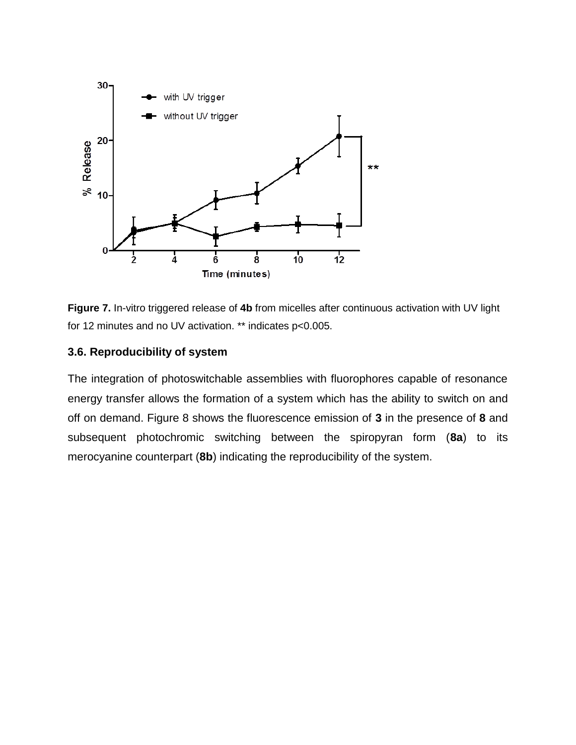**Figure 7.** In-vitro triggered release of **4b** from micelles after continuous activation with UV light for 12 minutes and no UV activation. ** indicates p<0.005.

### 3.6. Reproducibility of system

The integration of photoswitchable assemblies with fluorophores capable of resonance energy transfer allows the formation of a system which has the ability to switch on and off on demand. Figure 8 shows the fluorescence emission of **3** in the presence of **8** and subsequent photochromic switching between the spiropyran form (**8a**) to its merocyanine counterpart (**8b**) indicating the reproducibility of the system.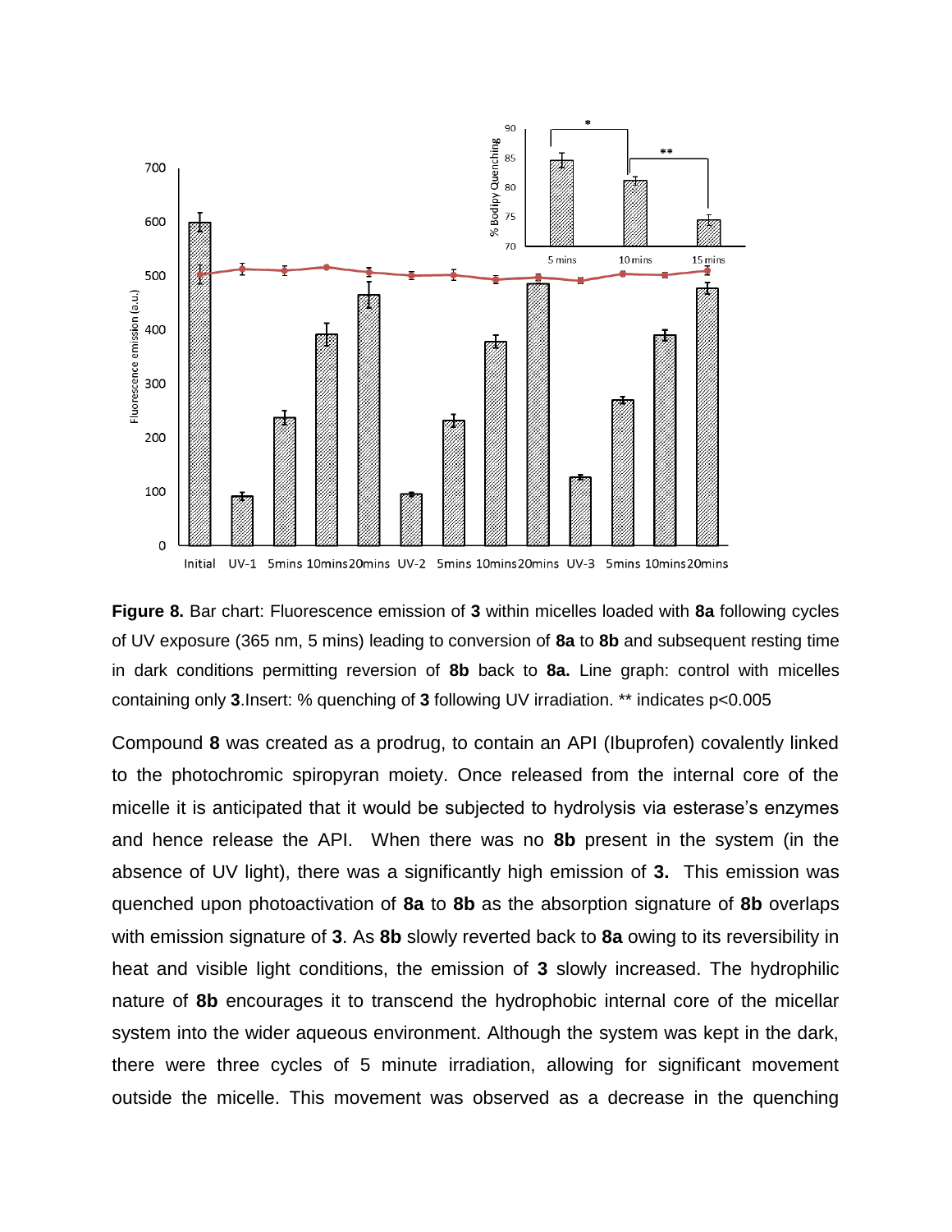**Figure 8.** Bar chart: Fluorescence emission of **3** within micelles loaded with **8a** following cycles of UV exposure (365 nm, 5 mins) leading to conversion of **8a** to **8b** and subsequent resting time in dark conditions permitting reversion of **8b** back to **8a.** Line graph: control with micelles containing only **3**.Insert: % quenching of **3** following UV irradiation. ** indicates p<0.005

Compound **8** was created as a prodrug, to contain an API (Ibuprofen) covalently linked to the photochromic spiropyran moiety. Once released from the internal core of the micelle it is anticipated that it would be subjected to hydrolysis via esterase's enzymes and hence release the API. When there was no **8b** present in the system (in the absence of UV light), there was a significantly high emission of **3.** This emission was quenched upon photoactivation of **8a** to **8b** as the absorption signature of **8b** overlaps with emission signature of **3**. As **8b** slowly reverted back to **8a** owing to its reversibility in heat and visible light conditions, the emission of **3** slowly increased. The hydrophilic nature of **8b** encourages it to transcend the hydrophobic internal core of the micellar system into the wider aqueous environment. Although the system was kept in the dark, there were three cycles of 5 minute irradiation, allowing for significant movement outside the micelle. This movement was observed as a decrease in the quenching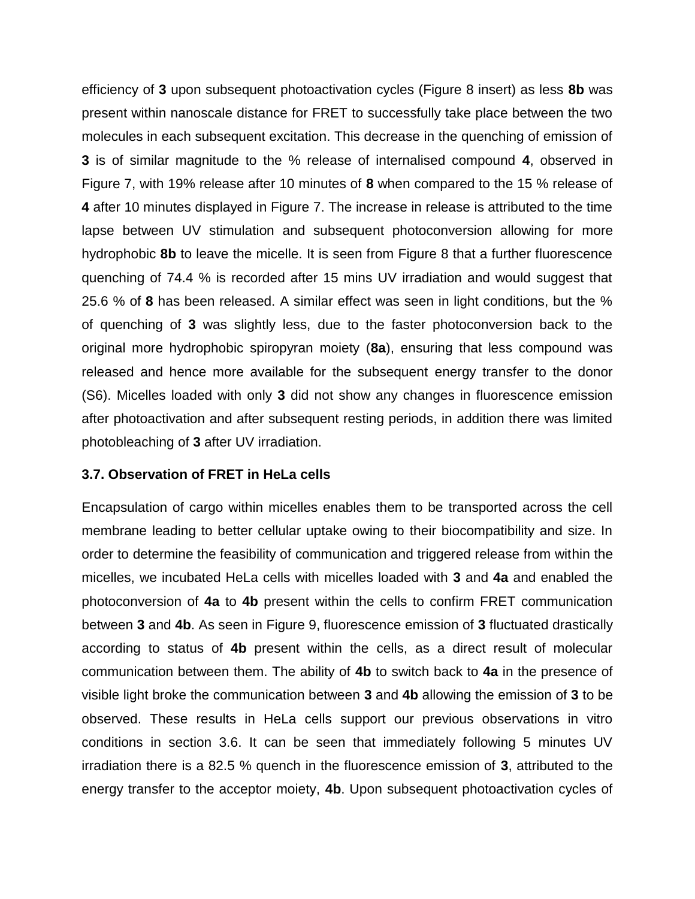efficiency of **3** upon subsequent photoactivation cycles (Figure 8 insert) as less **8b** was present within nanoscale distance for FRET to successfully take place between the two molecules in each subsequent excitation. This decrease in the quenching of emission of **3** is of similar magnitude to the % release of internalised compound **4**, observed in Figure 7, with 19% release after 10 minutes of **8** when compared to the 15 % release of **4** after 10 minutes displayed in Figure 7. The increase in release is attributed to the time lapse between UV stimulation and subsequent photoconversion allowing for more hydrophobic **8b** to leave the micelle. It is seen from Figure 8 that a further fluorescence quenching of 74.4 % is recorded after 15 mins UV irradiation and would suggest that 25.6 % of **8** has been released. A similar effect was seen in light conditions, but the % of quenching of **3** was slightly less, due to the faster photoconversion back to the original more hydrophobic spiropyran moiety (**8a**), ensuring that less compound was released and hence more available for the subsequent energy transfer to the donor (S6). Micelles loaded with only **3** did not show any changes in fluorescence emission after photoactivation and after subsequent resting periods, in addition there was limited photobleaching of **3** after UV irradiation.

### 3.7. Observation of FRET in HeLa cells

Encapsulation of cargo within micelles enables them to be transported across the cell membrane leading to better cellular uptake owing to their biocompatibility and size. In order to determine the feasibility of communication and triggered release from within the micelles, we incubated HeLa cells with micelles loaded with **3** and **4a** and enabled the photoconversion of **4a** to **4b** present within the cells to confirm FRET communication between **3** and **4b**. As seen in Figure 9, fluorescence emission of **3** fluctuated drastically according to status of **4b** present within the cells, as a direct result of molecular communication between them. The ability of **4b** to switch back to **4a** in the presence of visible light broke the communication between **3** and **4b** allowing the emission of **3** to be observed. These results in HeLa cells support our previous observations in vitro conditions in section 3.6. It can be seen that immediately following 5 minutes UV irradiation there is a 82.5 % quench in the fluorescence emission of **3**, attributed to the energy transfer to the acceptor moiety, **4b**. Upon subsequent photoactivation cycles of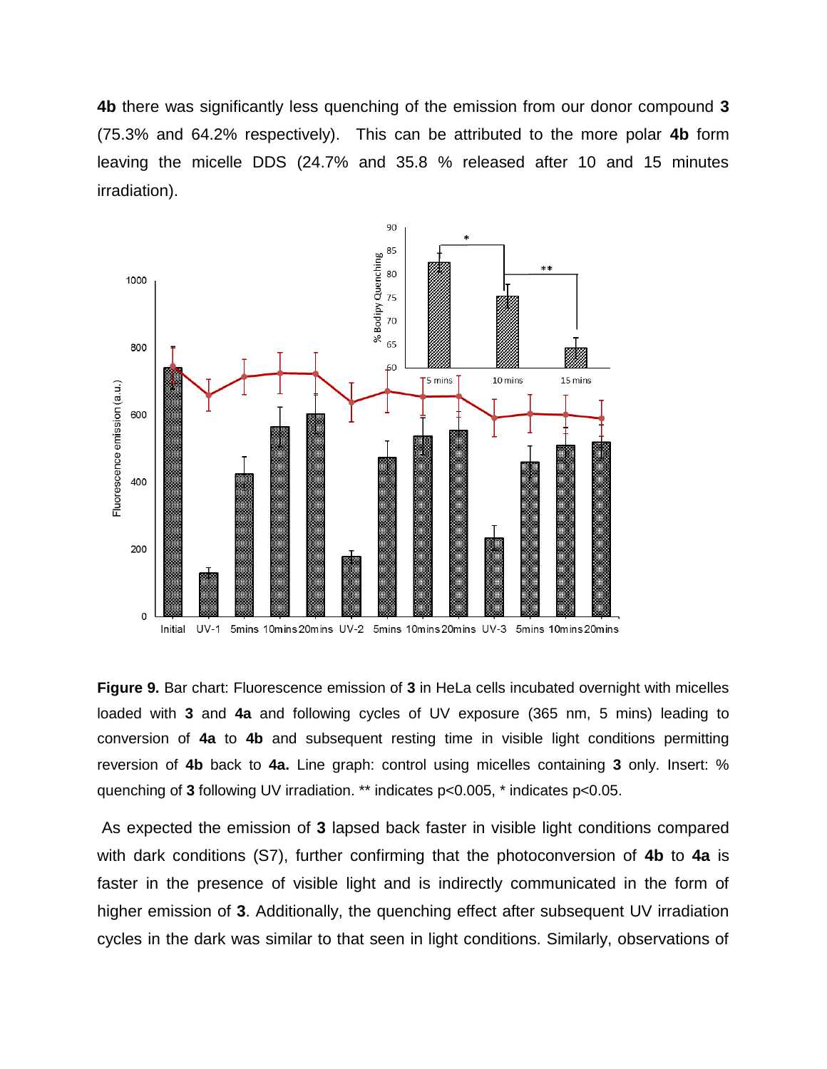**4b** there was significantly less quenching of the emission from our donor compound **3** (75.3% and 64.2% respectively). This can be attributed to the more polar **4b** form leaving the micelle DDS (24.7% and 35.8 % released after 10 and 15 minutes irradiation).

1000
800
600
400
200
0
Fluorescence emission (a.u.)
Initial UV-1 5mins 10mins 20mins UV-2 5mins 10mins 20mins UV-3 5mins 10mins 20mins

90
85
80
75
70
65
60
% Bodipy Quenching
*
**
5 mins 10 mins 15 mins

**Figure 9.** Bar chart: Fluorescence emission of **3** in HeLa cells incubated overnight with micelles loaded with **3** and **4a** and following cycles of UV exposure (365 nm, 5 mins) leading to conversion of **4a** to **4b** and subsequent resting time in visible light conditions permitting reversion of **4b** back to **4a.** Line graph: control using micelles containing **3** only. Insert: % quenching of **3** following UV irradiation. ** indicates $p<0.005$, * indicates $p<0.05$.

As expected the emission of **3** lapsed back faster in visible light conditions compared with dark conditions (S7), further confirming that the photoconversion of **4b** to **4a** is faster in the presence of visible light and is indirectly communicated in the form of higher emission of **3**. Additionally, the quenching effect after subsequent UV irradiation cycles in the dark was similar to that seen in light conditions. Similarly, observations of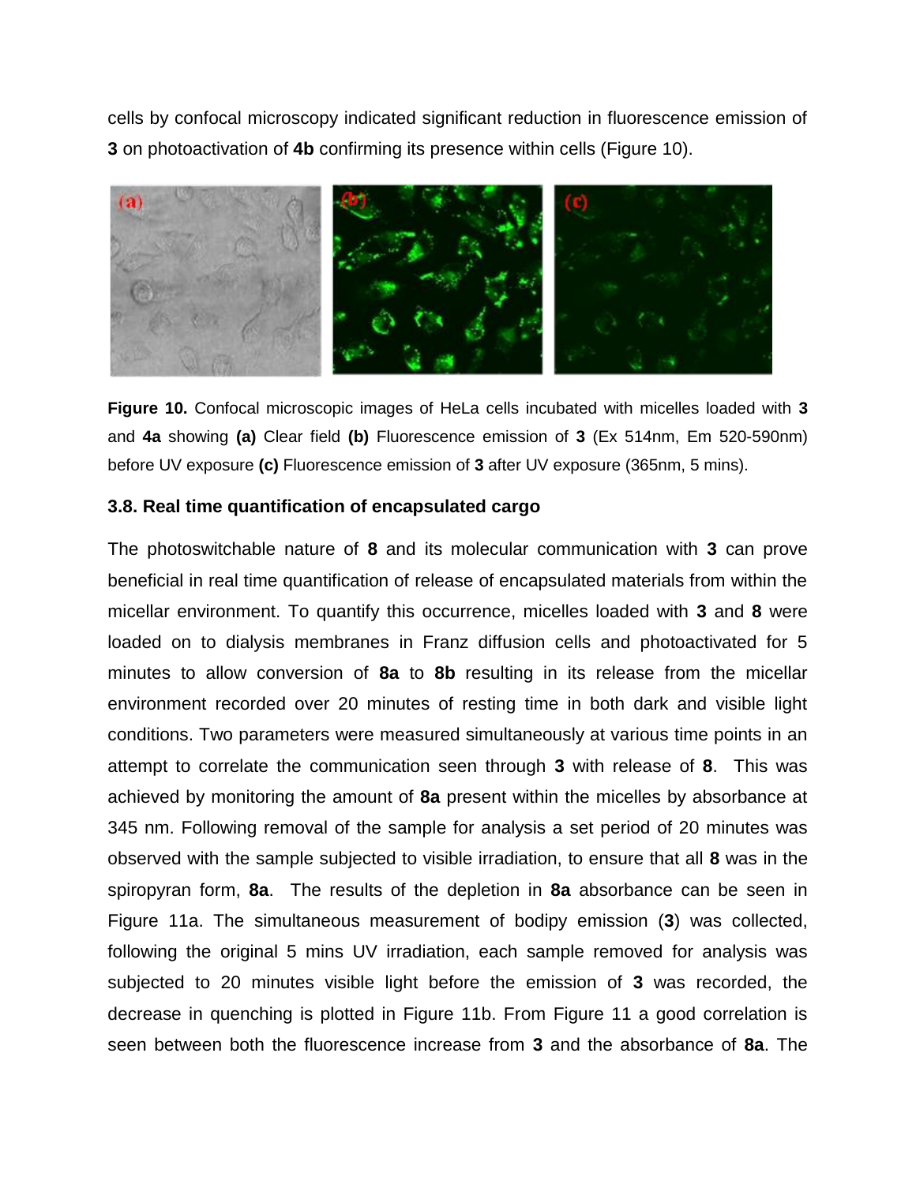cells by confocal microscopy indicated significant reduction in fluorescence emission of **3** on photoactivation of **4b** confirming its presence within cells (Figure 10).

(a)

(b)

(c)

**Figure 10.** Confocal microscopic images of HeLa cells incubated with micelles loaded with **3** and **4a** showing **(a)** Clear field **(b)** Fluorescence emission of **3** (Ex 514nm, Em 520-590nm) before UV exposure **(c)** Fluorescence emission of **3** after UV exposure (365nm, 5 mins).

### 3.8. Real time quantification of encapsulated cargo

The photoswitchable nature of **8** and its molecular communication with **3** can prove beneficial in real time quantification of release of encapsulated materials from within the micellar environment. To quantify this occurrence, micelles loaded with **3** and **8** were loaded on to dialysis membranes in Franz diffusion cells and photoactivated for 5 minutes to allow conversion of **8a** to **8b** resulting in its release from the micellar environment recorded over 20 minutes of resting time in both dark and visible light conditions. Two parameters were measured simultaneously at various time points in an attempt to correlate the communication seen through **3** with release of **8**. This was achieved by monitoring the amount of **8a** present within the micelles by absorbance at 345 nm. Following removal of the sample for analysis a set period of 20 minutes was observed with the sample subjected to visible irradiation, to ensure that all **8** was in the spiropyran form, **8a**. The results of the depletion in **8a** absorbance can be seen in Figure 11a. The simultaneous measurement of bodipy emission (**3**) was collected, following the original 5 mins UV irradiation, each sample removed for analysis was subjected to 20 minutes visible light before the emission of **3** was recorded, the decrease in quenching is plotted in Figure 11b. From Figure 11 a good correlation is seen between both the fluorescence increase from **3** and the absorbance of **8a**. The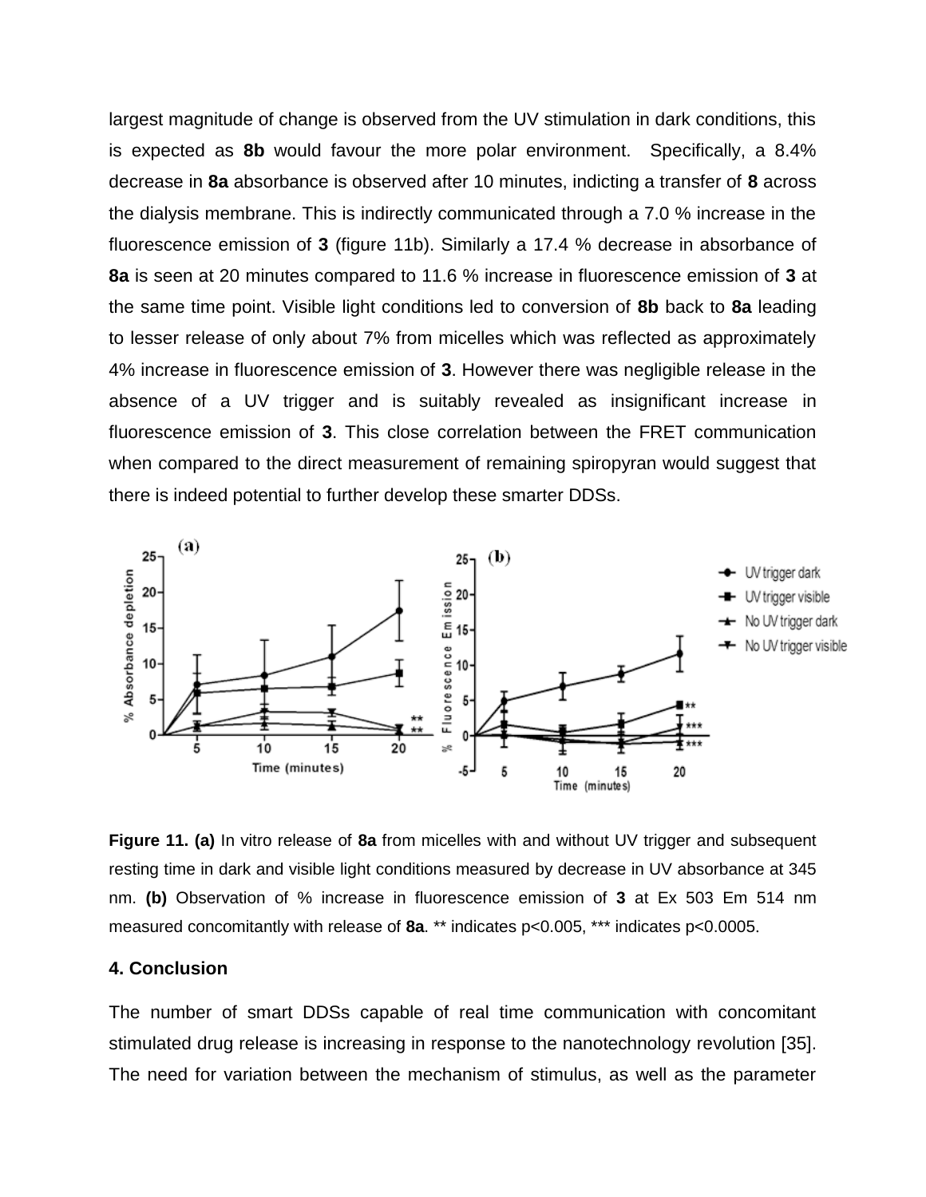largest magnitude of change is observed from the UV stimulation in dark conditions, this is expected as **8b** would favour the more polar environment. Specifically, a 8.4% decrease in **8a** absorbance is observed after 10 minutes, indicting a transfer of **8** across the dialysis membrane. This is indirectly communicated through a 7.0 % increase in the fluorescence emission of **3** (figure 11b). Similarly a 17.4 % decrease in absorbance of **8a** is seen at 20 minutes compared to 11.6 % increase in fluorescence emission of **3** at the same time point. Visible light conditions led to conversion of **8b** back to **8a** leading to lesser release of only about 7% from micelles which was reflected as approximately 4% increase in fluorescence emission of **3**. However there was negligible release in the absence of a UV trigger and is suitably revealed as insignificant increase in fluorescence emission of **3**. This close correlation between the FRET communication when compared to the direct measurement of remaining spiropyran would suggest that there is indeed potential to further develop these smarter DDSs.

(a)
% Absorbance depletion
25
20
15
10
5
0
5
10
15
20
Time (minutes)
**
**

(b)
% Fluorescence Emission
25
20
15
10
5
0
-5
5
10
15
20
Time (minutes)
**
***
***

UV trigger dark
UV trigger visible
No UV trigger dark
No UV trigger visible

**Figure 11. (a)** In vitro release of **8a** from micelles with and without UV trigger and subsequent resting time in dark and visible light conditions measured by decrease in UV absorbance at 345 nm. **(b)** Observation of % increase in fluorescence emission of **3** at Ex 503 Em 514 nm measured concomitantly with release of **8a**. ** indicates $p<0.005$, *** indicates $p<0.0005$.

## 4. Conclusion

The number of smart DDSs capable of real time communication with concomitant stimulated drug release is increasing in response to the nanotechnology revolution [35]. The need for variation between the mechanism of stimulus, as well as the parameter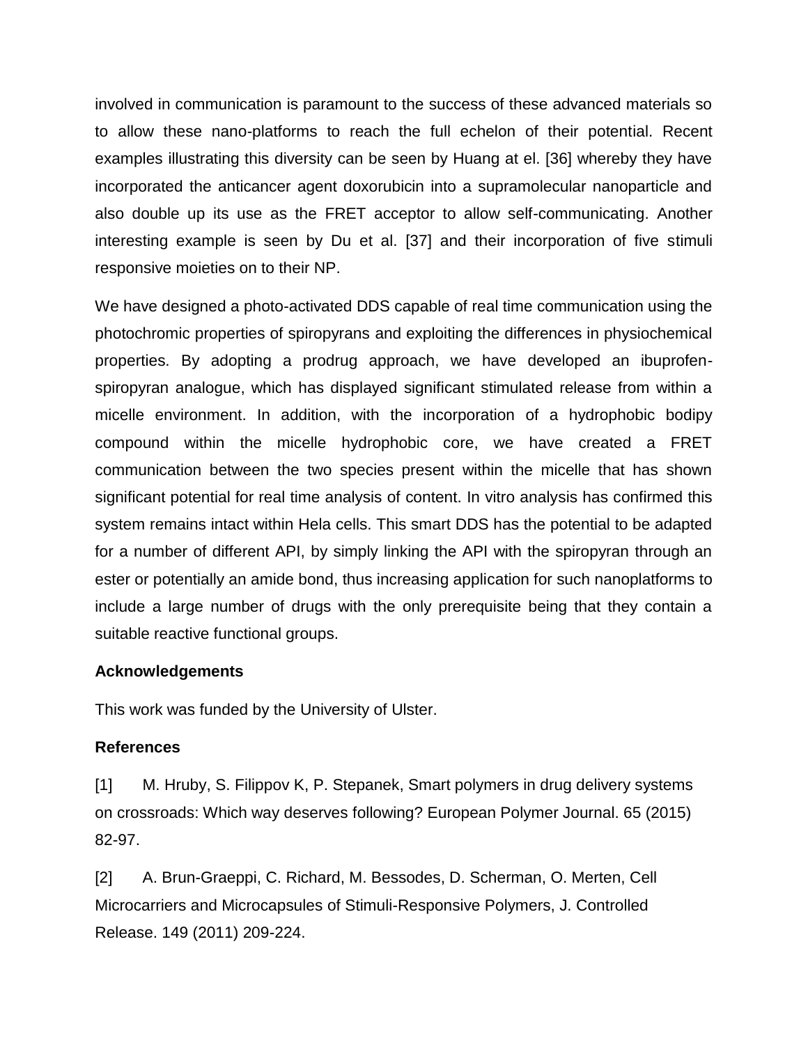involved in communication is paramount to the success of these advanced materials so to allow these nano-platforms to reach the full echelon of their potential. Recent examples illustrating this diversity can be seen by Huang at el. [36] whereby they have incorporated the anticancer agent doxorubicin into a supramolecular nanoparticle and also double up its use as the FRET acceptor to allow self-communicating. Another interesting example is seen by Du et al. [37] and their incorporation of five stimuli responsive moieties on to their NP.

We have designed a photo-activated DDS capable of real time communication using the photochromic properties of spiropyrans and exploiting the differences in physiochemical properties. By adopting a prodrug approach, we have developed an ibuprofen-spiropyran analogue, which has displayed significant stimulated release from within a micelle environment. In addition, with the incorporation of a hydrophobic bodipy compound within the micelle hydrophobic core, we have created a FRET communication between the two species present within the micelle that has shown significant potential for real time analysis of content. In vitro analysis has confirmed this system remains intact within Hela cells. This smart DDS has the potential to be adapted for a number of different API, by simply linking the API with the spiropyran through an ester or potentially an amide bond, thus increasing application for such nanoplatforms to include a large number of drugs with the only prerequisite being that they contain a suitable reactive functional groups.

### Acknowledgements

This work was funded by the University of Ulster.

### References

[1] M. Hruby, S. Filippov K, P. Stepanek, Smart polymers in drug delivery systems on crossroads: Which way deserves following? European Polymer Journal. 65 (2015) 82-97.

[2] A. Brun-Graeppi, C. Richard, M. Bessodes, D. Scherman, O. Merten, Cell Microcarriers and Microcapsules of Stimuli-Responsive Polymers, J. Controlled Release. 149 (2011) 209-224.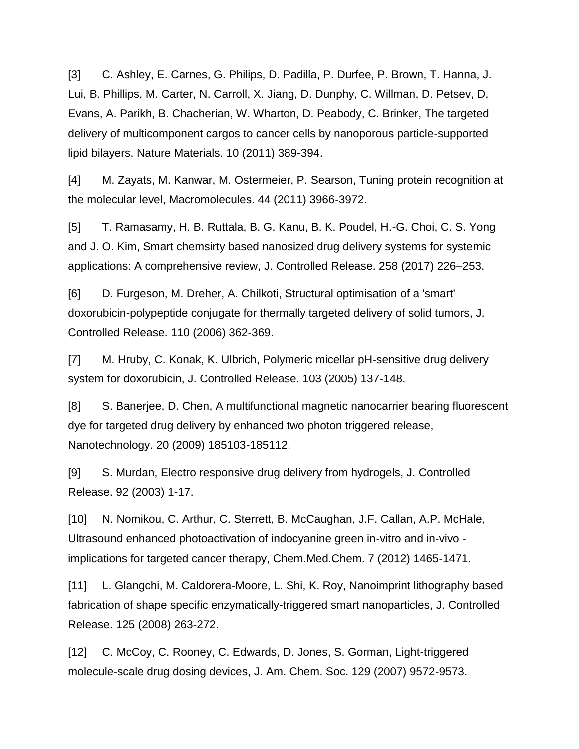[3] C. Ashley, E. Carnes, G. Philips, D. Padilla, P. Durfee, P. Brown, T. Hanna, J. Lui, B. Phillips, M. Carter, N. Carroll, X. Jiang, D. Dunphy, C. Willman, D. Petsev, D. Evans, A. Parikh, B. Chacherian, W. Wharton, D. Peabody, C. Brinker, The targeted delivery of multicomponent cargos to cancer cells by nanoporous particle-supported lipid bilayers. Nature Materials. 10 (2011) 389-394.

[4] M. Zayats, M. Kanwar, M. Ostermeier, P. Searson, Tuning protein recognition at the molecular level, Macromolecules. 44 (2011) 3966-3972.

[5] T. Ramasamy, H. B. Ruttala, B. G. Kanu, B. K. Poudel, H.-G. Choi, C. S. Yong and J. O. Kim, Smart chemsirty based nanosized drug delivery systems for systemic applications: A comprehensive review, J. Controlled Release. 258 (2017) 226–253.

[6] D. Furgeson, M. Dreher, A. Chilkoti, Structural optimisation of a 'smart' doxorubicin-polypeptide conjugate for thermally targeted delivery of solid tumors, J. Controlled Release. 110 (2006) 362-369.

[7] M. Hruby, C. Konak, K. Ulbrich, Polymeric micellar pH-sensitive drug delivery system for doxorubicin, J. Controlled Release. 103 (2005) 137-148.

[8] S. Banerjee, D. Chen, A multifunctional magnetic nanocarrier bearing fluorescent dye for targeted drug delivery by enhanced two photon triggered release, Nanotechnology. 20 (2009) 185103-185112.

[9] S. Murdan, Electro responsive drug delivery from hydrogels, J. Controlled Release. 92 (2003) 1-17.

[10] N. Nomikou, C. Arthur, C. Sterrett, B. McCaughan, J.F. Callan, A.P. McHale, Ultrasound enhanced photoactivation of indocyanine green in-vitro and in-vivo - implications for targeted cancer therapy, Chem.Med.Chem. 7 (2012) 1465-1471.

[11] L. Glangchi, M. Caldorera-Moore, L. Shi, K. Roy, Nanoimprint lithography based fabrication of shape specific enzymatically-triggered smart nanoparticles, J. Controlled Release. 125 (2008) 263-272.

[12] C. McCoy, C. Rooney, C. Edwards, D. Jones, S. Gorman, Light-triggered molecule-scale drug dosing devices, J. Am. Chem. Soc. 129 (2007) 9572-9573.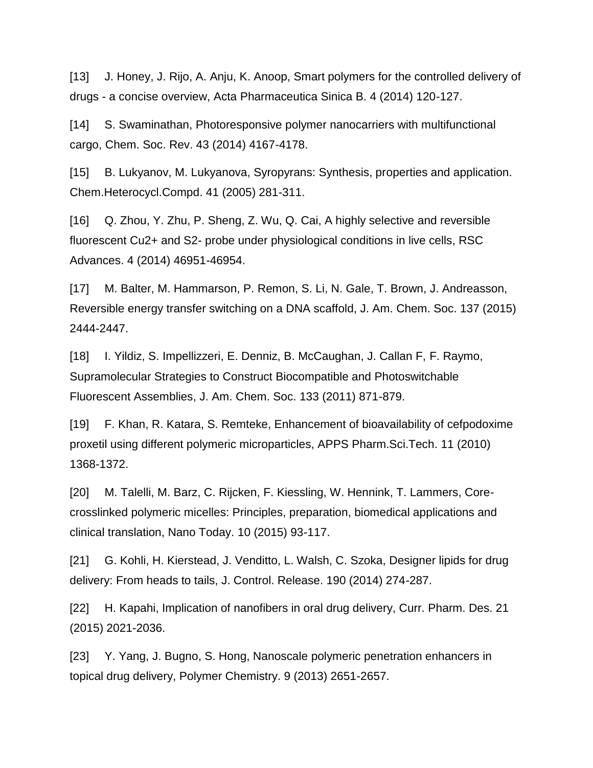[13] J. Honey, J. Rijo, A. Anju, K. Anoop, Smart polymers for the controlled delivery of drugs - a concise overview, Acta Pharmaceutica Sinica B. 4 (2014) 120-127.

[14] S. Swaminathan, Photoresponsive polymer nanocarriers with multifunctional cargo, Chem. Soc. Rev. 43 (2014) 4167-4178.

[15] B. Lukyanov, M. Lukyanova, Syropyrans: Synthesis, properties and application. Chem.Heterocycl.Compd. 41 (2005) 281-311.

[16] Q. Zhou, Y. Zhu, P. Sheng, Z. Wu, Q. Cai, A highly selective and reversible fluorescent Cu2+ and S2- probe under physiological conditions in live cells, RSC Advances. 4 (2014) 46951-46954.

[17] M. Balter, M. Hammarson, P. Remon, S. Li, N. Gale, T. Brown, J. Andreasson, Reversible energy transfer switching on a DNA scaffold, J. Am. Chem. Soc. 137 (2015) 2444-2447.

[18] I. Yildiz, S. Impellizzeri, E. Denniz, B. McCaughan, J. Callan F, F. Raymo, Supramolecular Strategies to Construct Biocompatible and Photoswitchable Fluorescent Assemblies, J. Am. Chem. Soc. 133 (2011) 871-879.

[19] F. Khan, R. Katara, S. Remteke, Enhancement of bioavailability of cefpodoxime proxetil using different polymeric microparticles, APPS Pharm.Sci.Tech. 11 (2010) 1368-1372.

[20] M. Talelli, M. Barz, C. Rijcken, F. Kiessling, W. Hennink, T. Lammers, Core-crosslinked polymeric micelles: Principles, preparation, biomedical applications and clinical translation, Nano Today. 10 (2015) 93-117.

[21] G. Kohli, H. Kierstead, J. Venditto, L. Walsh, C. Szoka, Designer lipids for drug delivery: From heads to tails, J. Control. Release. 190 (2014) 274-287.

[22] H. Kapahi, Implication of nanofibers in oral drug delivery, Curr. Pharm. Des. 21 (2015) 2021-2036.

[23] Y. Yang, J. Bugno, S. Hong, Nanoscale polymeric penetration enhancers in topical drug delivery, Polymer Chemistry. 9 (2013) 2651-2657.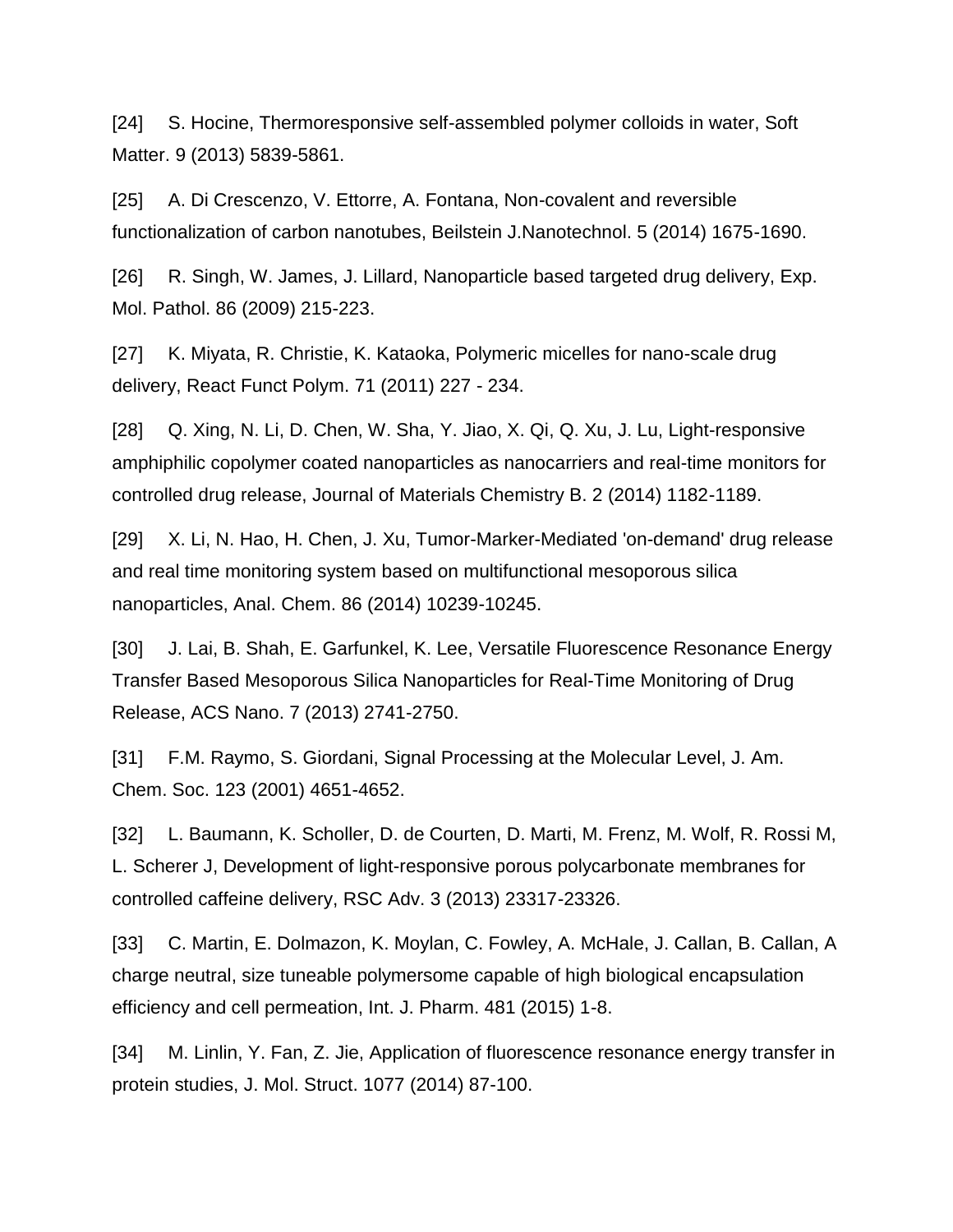[24] S. Hocine, Thermoresponsive self-assembled polymer colloids in water, Soft Matter. 9 (2013) 5839-5861.

[25] A. Di Crescenzo, V. Ettorre, A. Fontana, Non-covalent and reversible functionalization of carbon nanotubes, Beilstein J.Nanotechnol. 5 (2014) 1675-1690.

[26] R. Singh, W. James, J. Lillard, Nanoparticle based targeted drug delivery, Exp. Mol. Pathol. 86 (2009) 215-223.

[27] K. Miyata, R. Christie, K. Kataoka, Polymeric micelles for nano-scale drug delivery, React Funct Polym. 71 (2011) 227 - 234.

[28] Q. Xing, N. Li, D. Chen, W. Sha, Y. Jiao, X. Qi, Q. Xu, J. Lu, Light-responsive amphiphilic copolymer coated nanoparticles as nanocarriers and real-time monitors for controlled drug release, Journal of Materials Chemistry B. 2 (2014) 1182-1189.

[29] X. Li, N. Hao, H. Chen, J. Xu, Tumor-Marker-Mediated 'on-demand' drug release and real time monitoring system based on multifunctional mesoporous silica nanoparticles, Anal. Chem. 86 (2014) 10239-10245.

[30] J. Lai, B. Shah, E. Garfunkel, K. Lee, Versatile Fluorescence Resonance Energy Transfer Based Mesoporous Silica Nanoparticles for Real-Time Monitoring of Drug Release, ACS Nano. 7 (2013) 2741-2750.

[31] F.M. Raymo, S. Giordani, Signal Processing at the Molecular Level, J. Am. Chem. Soc. 123 (2001) 4651-4652.

[32] L. Baumann, K. Scholler, D. de Courten, D. Marti, M. Frenz, M. Wolf, R. Rossi M, L. Scherer J, Development of light-responsive porous polycarbonate membranes for controlled caffeine delivery, RSC Adv. 3 (2013) 23317-23326.

[33] C. Martin, E. Dolmazon, K. Moylan, C. Fowley, A. McHale, J. Callan, B. Callan, A charge neutral, size tuneable polymersome capable of high biological encapsulation efficiency and cell permeation, Int. J. Pharm. 481 (2015) 1-8.

[34] M. Linlin, Y. Fan, Z. Jie, Application of fluorescence resonance energy transfer in protein studies, J. Mol. Struct. 1077 (2014) 87-100.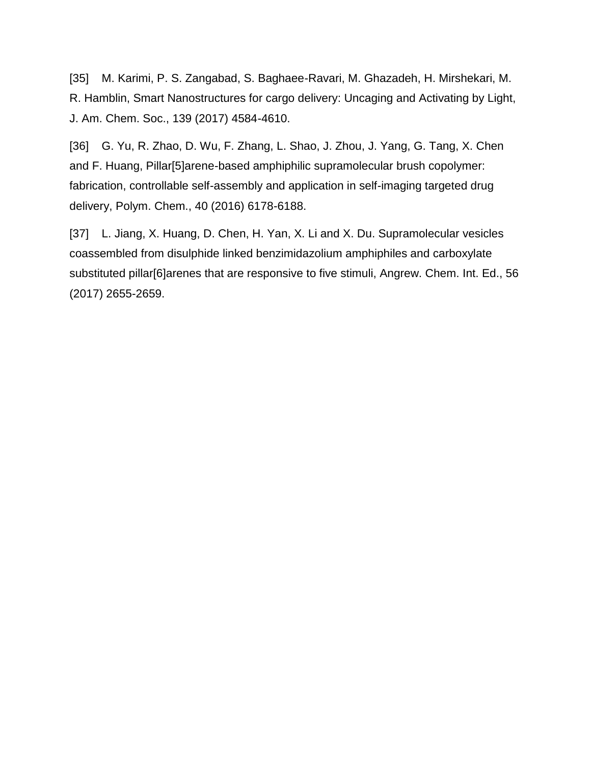[35] M. Karimi, P. S. Zangabad, S. Baghaee-Ravari, M. Ghazadeh, H. Mirshekari, M. R. Hamblin, Smart Nanostructures for cargo delivery: Uncaging and Activating by Light, J. Am. Chem. Soc., 139 (2017) 4584-4610.

[36] G. Yu, R. Zhao, D. Wu, F. Zhang, L. Shao, J. Zhou, J. Yang, G. Tang, X. Chen and F. Huang, Pillar[5]arene-based amphiphilic supramolecular brush copolymer: fabrication, controllable self-assembly and application in self-imaging targeted drug delivery, Polym. Chem., 40 (2016) 6178-6188.

[37] L. Jiang, X. Huang, D. Chen, H. Yan, X. Li and X. Du. Supramolecular vesicles coassembled from disulphide linked benzimidazolium amphiphiles and carboxylate substituted pillar[6]arenes that are responsive to five stimuli, Angrew. Chem. Int. Ed., 56 (2017) 2655-2659.